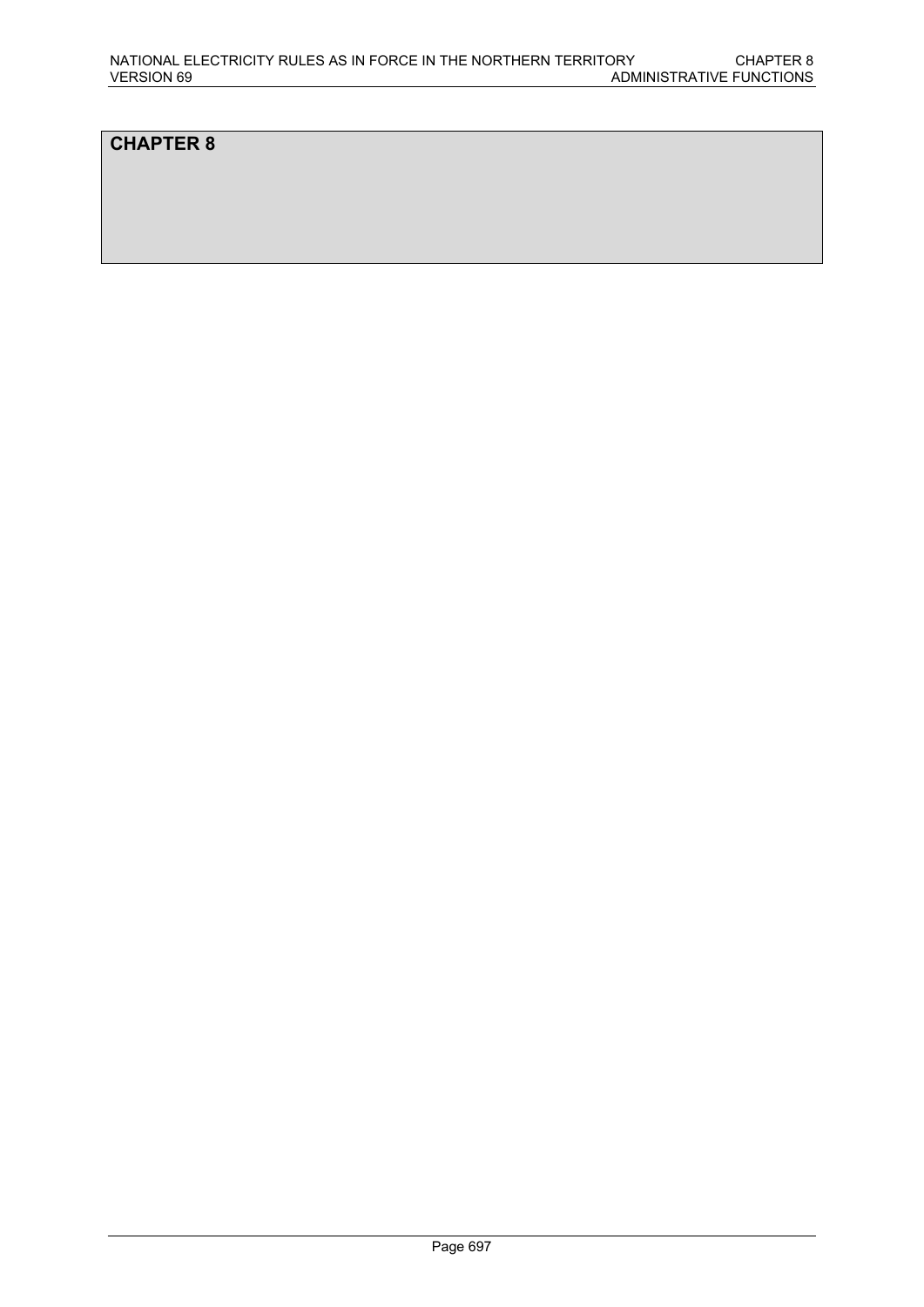# CHAPTER 8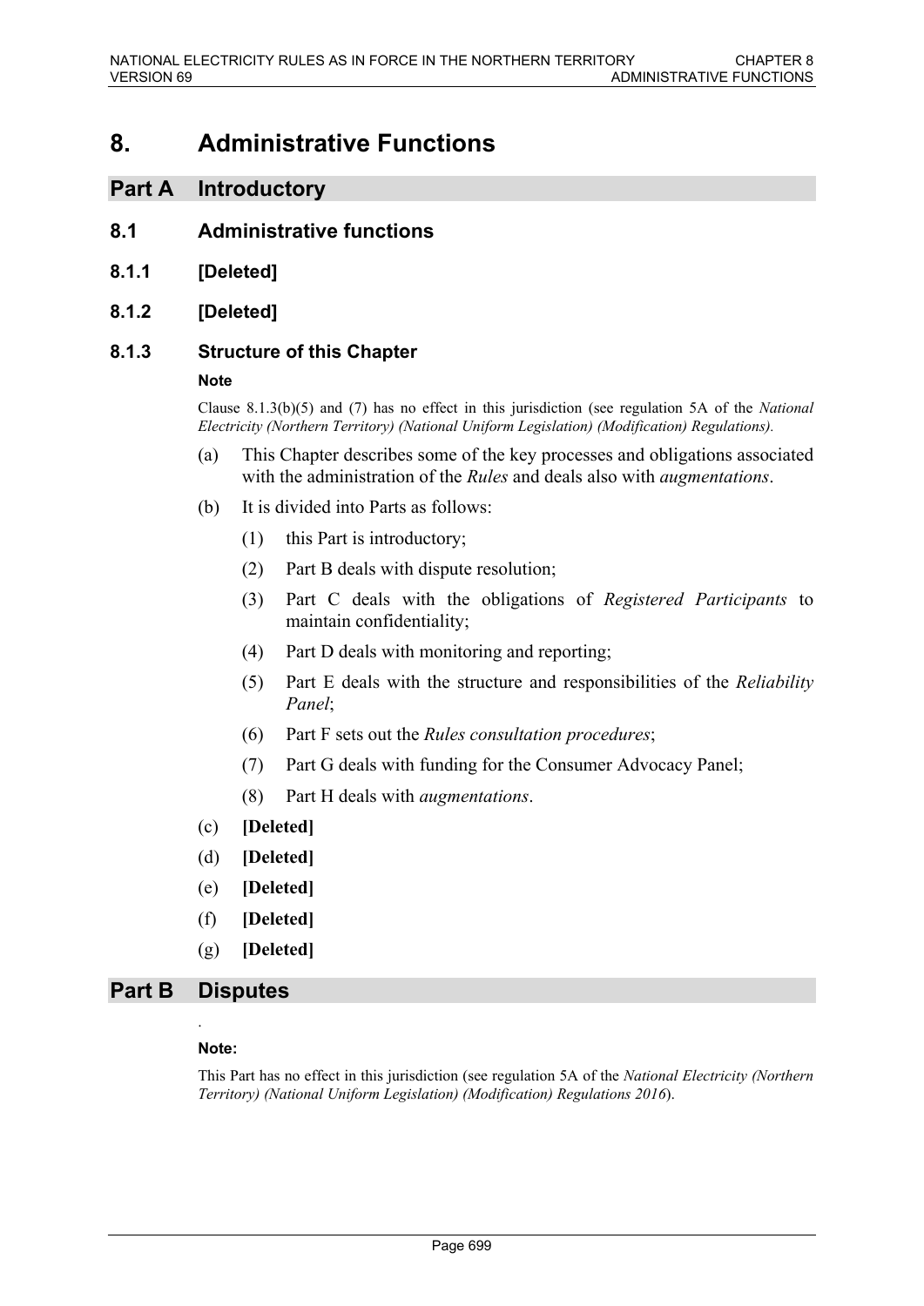# 8. Administrative Functions

## Part A Introductory

### 8.1 Administrative functions

#### 8.1.1 [Deleted]

#### 8.1.2 [Deleted]

#### 8.1.3 Structure of this Chapter

**Note**

Clause 8.1.3(b)(5) and (7) has no effect in this jurisdiction (see regulation 5A of the *National Electricity (Northern Territory) (National Uniform Legislation) (Modification) Regulations)*.

(a) This Chapter describes some of the key processes and obligations associated with the administration of the *Rules* and deals also with *augmentations*.

(b) It is divided into Parts as follows:

(1) this Part is introductory;

(2) Part B deals with dispute resolution;

(3) Part C deals with the obligations of *Registered Participants* to maintain confidentiality;

(4) Part D deals with monitoring and reporting;

(5) Part E deals with the structure and responsibilities of the *Reliability Panel*;

(6) Part F sets out the *Rules consultation procedures*;

(7) Part G deals with funding for the Consumer Advocacy Panel;

(8) Part H deals with *augmentations*.

(c) **[Deleted]**

(d) **[Deleted]**

(e) **[Deleted]**

(f) **[Deleted]**

(g) **[Deleted]**

## Part B Disputes

.

**Note:**

This Part has no effect in this jurisdiction (see regulation 5A of the *National Electricity (Northern Territory) (National Uniform Legislation) (Modification) Regulations 2016*).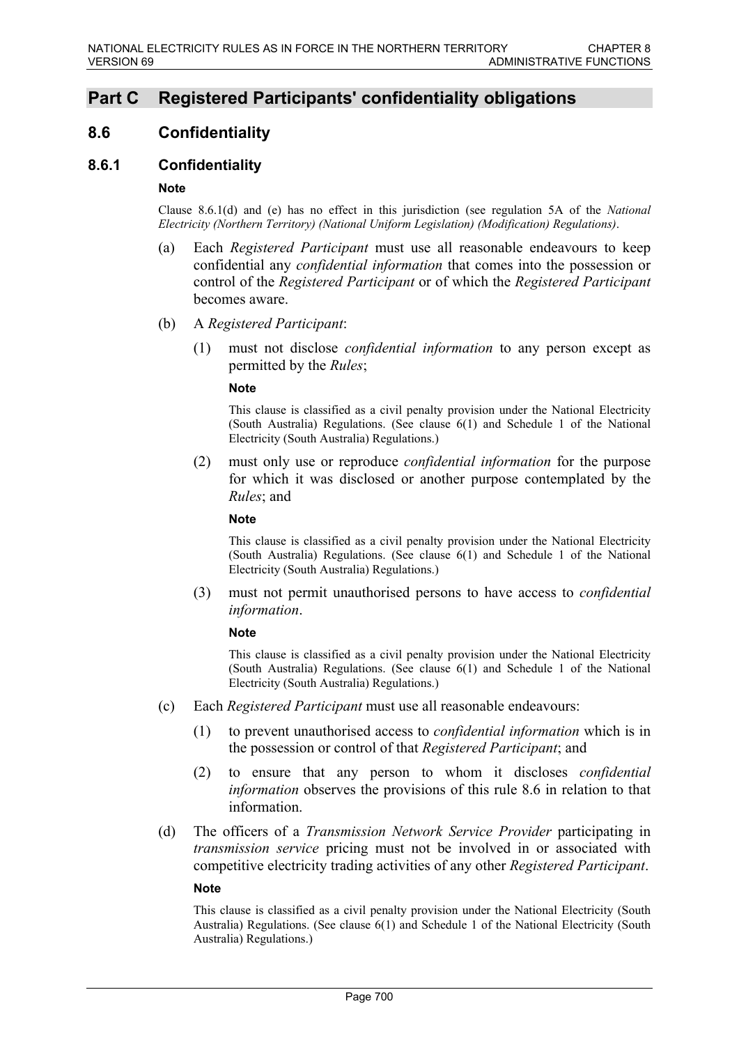## Part C Registered Participants' confidentiality obligations

## 8.6 Confidentiality

### 8.6.1 Confidentiality

**Note**

Clause 8.6.1(d) and (e) has no effect in this jurisdiction (see regulation 5A of the *National Electricity (Northern Territory) (National Uniform Legislation) (Modification) Regulations)*.

(a) Each *Registered Participant* must use all reasonable endeavours to keep confidential any *confidential information* that comes into the possession or control of the *Registered Participant* or of which the *Registered Participant* becomes aware.

(b) A *Registered Participant*:

(1) must not disclose *confidential information* to any person except as permitted by the *Rules*;

**Note**

This clause is classified as a civil penalty provision under the National Electricity (South Australia) Regulations. (See clause 6(1) and Schedule 1 of the National Electricity (South Australia) Regulations.)

(2) must only use or reproduce *confidential information* for the purpose for which it was disclosed or another purpose contemplated by the *Rules*; and

**Note**

This clause is classified as a civil penalty provision under the National Electricity (South Australia) Regulations. (See clause 6(1) and Schedule 1 of the National Electricity (South Australia) Regulations.)

(3) must not permit unauthorised persons to have access to *confidential information*.

**Note**

This clause is classified as a civil penalty provision under the National Electricity (South Australia) Regulations. (See clause 6(1) and Schedule 1 of the National Electricity (South Australia) Regulations.)

(c) Each *Registered Participant* must use all reasonable endeavours:

(1) to prevent unauthorised access to *confidential information* which is in the possession or control of that *Registered Participant*; and

(2) to ensure that any person to whom it discloses *confidential information* observes the provisions of this rule 8.6 in relation to that information.

(d) The officers of a *Transmission Network Service Provider* participating in *transmission service* pricing must not be involved in or associated with competitive electricity trading activities of any other *Registered Participant*.

**Note**

This clause is classified as a civil penalty provision under the National Electricity (South Australia) Regulations. (See clause 6(1) and Schedule 1 of the National Electricity (South Australia) Regulations.)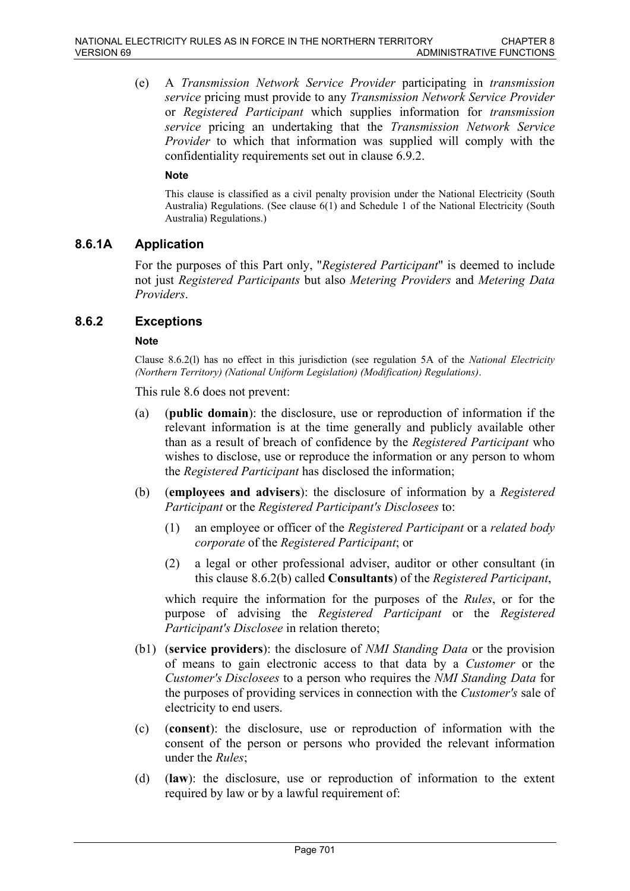(e) A *Transmission Network Service Provider* participating in *transmission service* pricing must provide to any *Transmission Network Service Provider* or *Registered Participant* which supplies information for *transmission service* pricing an undertaking that the *Transmission Network Service Provider* to which that information was supplied will comply with the confidentiality requirements set out in clause 6.9.2.

**Note**

This clause is classified as a civil penalty provision under the National Electricity (South Australia) Regulations. (See clause 6(1) and Schedule 1 of the National Electricity (South Australia) Regulations.)

### 8.6.1A Application

For the purposes of this Part only, "*Registered Participant*" is deemed to include not just *Registered Participants* but also *Metering Providers* and *Metering Data Providers*.

### 8.6.2 Exceptions

**Note**

Clause 8.6.2(l) has no effect in this jurisdiction (see regulation 5A of the *National Electricity (Northern Territory) (National Uniform Legislation) (Modification) Regulations)*.

This rule 8.6 does not prevent:

(a) (**public domain**): the disclosure, use or reproduction of information if the relevant information is at the time generally and publicly available other than as a result of breach of confidence by the *Registered Participant* who wishes to disclose, use or reproduce the information or any person to whom the *Registered Participant* has disclosed the information;

(b) (**employees and advisers**): the disclosure of information by a *Registered Participant* or the *Registered Participant's Disclosees* to:

   (1) an employee or officer of the *Registered Participant* or a *related body corporate* of the *Registered Participant*; or

   (2) a legal or other professional adviser, auditor or other consultant (in this clause 8.6.2(b) called **Consultants**) of the *Registered Participant*,

   which require the information for the purposes of the *Rules*, or for the purpose of advising the *Registered Participant* or the *Registered Participant's Disclosee* in relation thereto;

(b1) (**service providers**): the disclosure of *NMI Standing Data* or the provision of means to gain electronic access to that data by a *Customer* or the *Customer's Disclosees* to a person who requires the *NMI Standing Data* for the purposes of providing services in connection with the *Customer's* sale of electricity to end users.

(c) (**consent**): the disclosure, use or reproduction of information with the consent of the person or persons who provided the relevant information under the *Rules*;

(d) (**law**): the disclosure, use or reproduction of information to the extent required by law or by a lawful requirement of: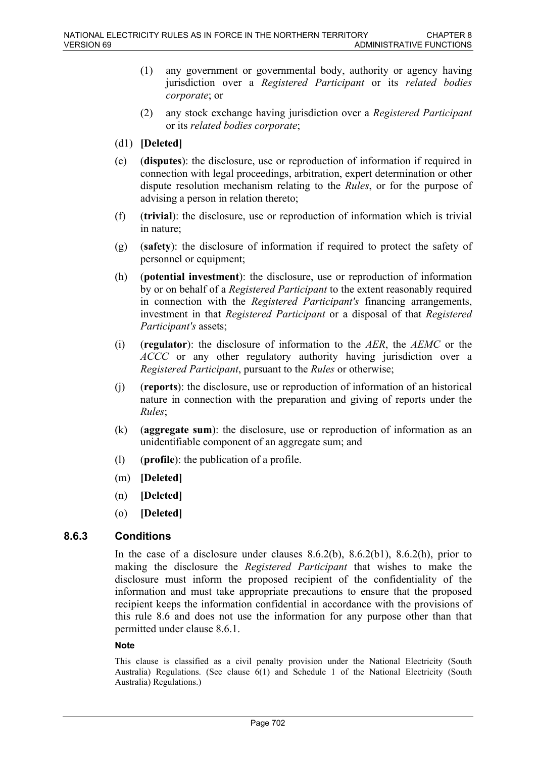(1) any government or governmental body, authority or agency having jurisdiction over a *Registered Participant* or its *related bodies corporate*; or

(2) any stock exchange having jurisdiction over a *Registered Participant* or its *related bodies corporate*;

(d1) **[Deleted]**

(e) (**disputes**): the disclosure, use or reproduction of information if required in connection with legal proceedings, arbitration, expert determination or other dispute resolution mechanism relating to the *Rules*, or for the purpose of advising a person in relation thereto;

(f) (**trivial**): the disclosure, use or reproduction of information which is trivial in nature;

(g) (**safety**): the disclosure of information if required to protect the safety of personnel or equipment;

(h) (**potential investment**): the disclosure, use or reproduction of information by or on behalf of a *Registered Participant* to the extent reasonably required in connection with the *Registered Participant's* financing arrangements, investment in that *Registered Participant* or a disposal of that *Registered Participant's* assets;

(i) (**regulator**): the disclosure of information to the *AER*, the *AEMC* or the *ACCC* or any other regulatory authority having jurisdiction over a *Registered Participant*, pursuant to the *Rules* or otherwise;

(j) (**reports**): the disclosure, use or reproduction of information of an historical nature in connection with the preparation and giving of reports under the *Rules*;

(k) (**aggregate sum**): the disclosure, use or reproduction of information as an unidentifiable component of an aggregate sum; and

(l) (**profile**): the publication of a profile.

(m) **[Deleted]**

(n) **[Deleted]**

(o) **[Deleted]**

### 8.6.3 Conditions

In the case of a disclosure under clauses 8.6.2(b), 8.6.2(b1), 8.6.2(h), prior to making the disclosure the *Registered Participant* that wishes to make the disclosure must inform the proposed recipient of the confidentiality of the information and must take appropriate precautions to ensure that the proposed recipient keeps the information confidential in accordance with the provisions of this rule 8.6 and does not use the information for any purpose other than that permitted under clause 8.6.1.

**Note**

This clause is classified as a civil penalty provision under the National Electricity (South Australia) Regulations. (See clause 6(1) and Schedule 1 of the National Electricity (South Australia) Regulations.)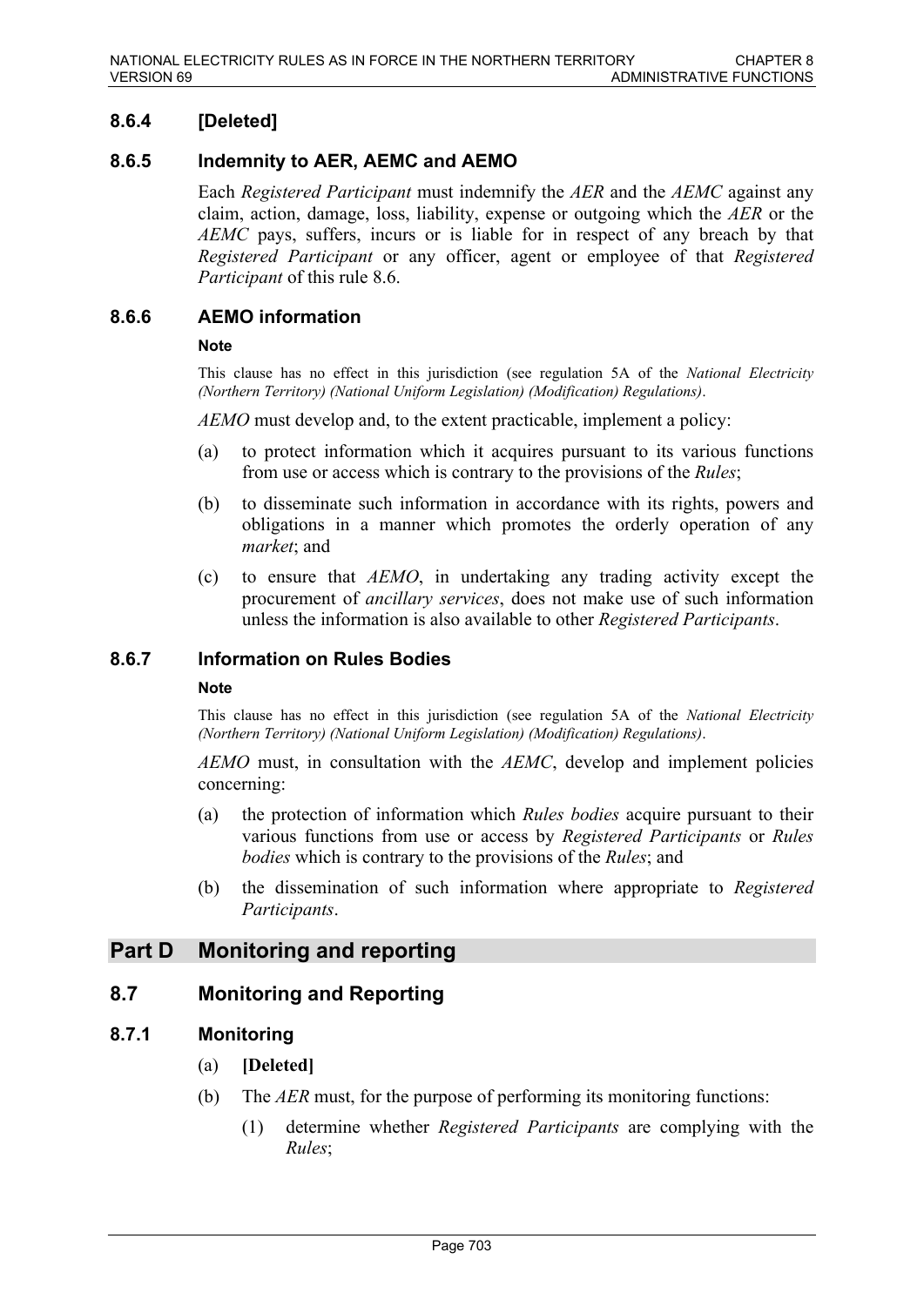### 8.6.4 [Deleted]

### 8.6.5 Indemnity to AER, AEMC and AEMO

Each *Registered Participant* must indemnify the *AER* and the *AEMC* against any claim, action, damage, loss, liability, expense or outgoing which the *AER* or the *AEMC* pays, suffers, incurs or is liable for in respect of any breach by that *Registered Participant* or any officer, agent or employee of that *Registered Participant* of this rule 8.6.

### 8.6.6 AEMO information

**Note**

This clause has no effect in this jurisdiction (see regulation 5A of the *National Electricity (Northern Territory) (National Uniform Legislation) (Modification) Regulations)*.

*AEMO* must develop and, to the extent practicable, implement a policy:

(a) to protect information which it acquires pursuant to its various functions from use or access which is contrary to the provisions of the *Rules*;

(b) to disseminate such information in accordance with its rights, powers and obligations in a manner which promotes the orderly operation of any *market*; and

(c) to ensure that *AEMO*, in undertaking any trading activity except the procurement of *ancillary services*, does not make use of such information unless the information is also available to other *Registered Participants*.

### 8.6.7 Information on Rules Bodies

**Note**

This clause has no effect in this jurisdiction (see regulation 5A of the *National Electricity (Northern Territory) (National Uniform Legislation) (Modification) Regulations)*.

*AEMO* must, in consultation with the *AEMC*, develop and implement policies concerning:

(a) the protection of information which *Rules bodies* acquire pursuant to their various functions from use or access by *Registered Participants* or *Rules bodies* which is contrary to the provisions of the *Rules*; and

(b) the dissemination of such information where appropriate to *Registered Participants*.

# Part D Monitoring and reporting

## 8.7 Monitoring and Reporting

### 8.7.1 Monitoring

(a) **[Deleted]**

(b) The *AER* must, for the purpose of performing its monitoring functions:

(1) determine whether *Registered Participants* are complying with the *Rules*;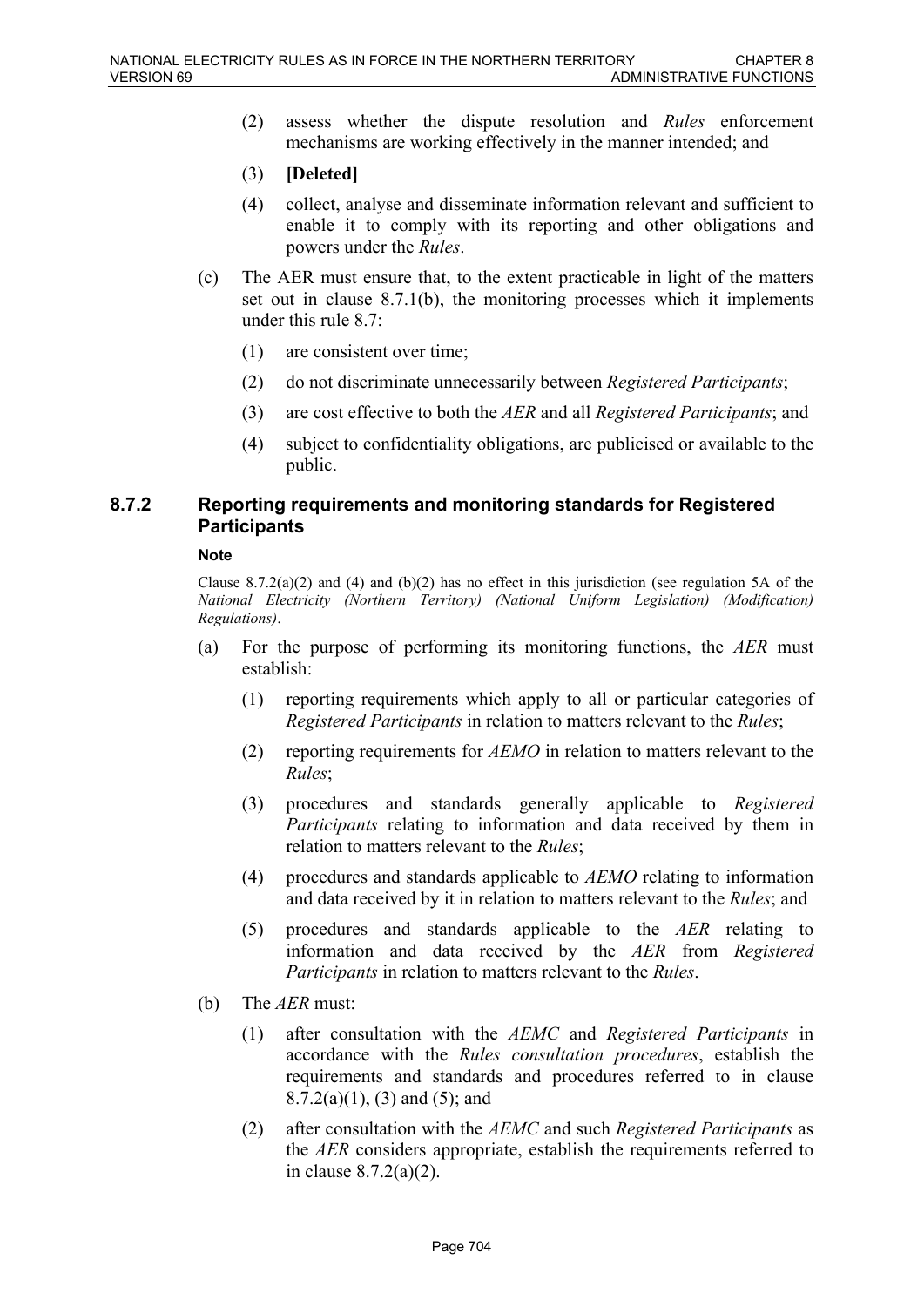(2) assess whether the dispute resolution and *Rules* enforcement mechanisms are working effectively in the manner intended; and

(3) **[Deleted]**

(4) collect, analyse and disseminate information relevant and sufficient to enable it to comply with its reporting and other obligations and powers under the *Rules*.

(c) The AER must ensure that, to the extent practicable in light of the matters set out in clause 8.7.1(b), the monitoring processes which it implements under this rule 8.7:

(1) are consistent over time;

(2) do not discriminate unnecessarily between *Registered Participants*;

(3) are cost effective to both the *AER* and all *Registered Participants*; and

(4) subject to confidentiality obligations, are publicised or available to the public.

### 8.7.2 Reporting requirements and monitoring standards for Registered Participants

**Note**

Clause 8.7.2(a)(2) and (4) and (b)(2) has no effect in this jurisdiction (see regulation 5A of the *National Electricity (Northern Territory) (National Uniform Legislation) (Modification) Regulations)*.

(a) For the purpose of performing its monitoring functions, the *AER* must establish:

(1) reporting requirements which apply to all or particular categories of *Registered Participants* in relation to matters relevant to the *Rules*;

(2) reporting requirements for *AEMO* in relation to matters relevant to the *Rules*;

(3) procedures and standards generally applicable to *Registered Participants* relating to information and data received by them in relation to matters relevant to the *Rules*;

(4) procedures and standards applicable to *AEMO* relating to information and data received by it in relation to matters relevant to the *Rules*; and

(5) procedures and standards applicable to the *AER* relating to information and data received by the *AER* from *Registered Participants* in relation to matters relevant to the *Rules*.

(b) The *AER* must:

(1) after consultation with the *AEMC* and *Registered Participants* in accordance with the *Rules consultation procedures*, establish the requirements and standards and procedures referred to in clause 8.7.2(a)(1), (3) and (5); and

(2) after consultation with the *AEMC* and such *Registered Participants* as the *AER* considers appropriate, establish the requirements referred to in clause 8.7.2(a)(2).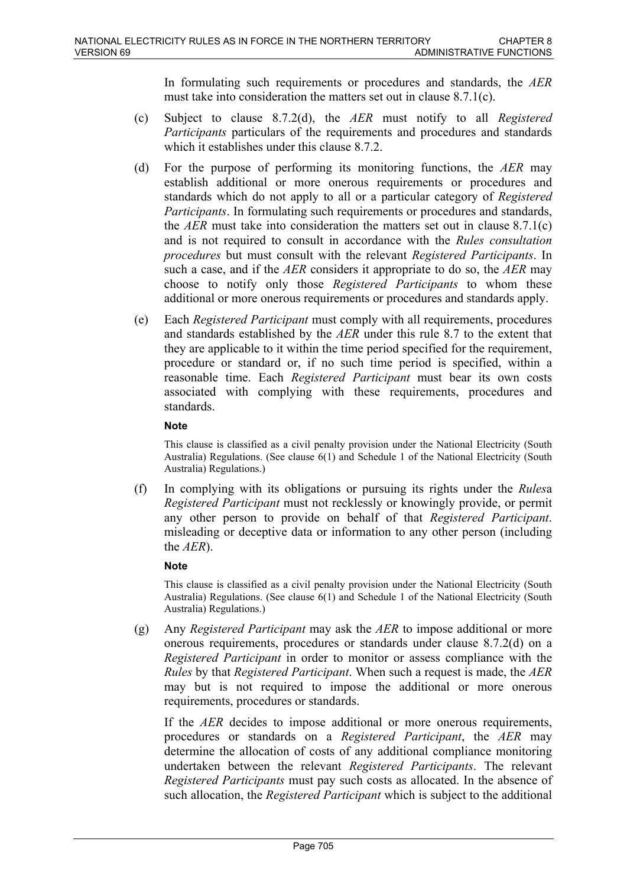In formulating such requirements or procedures and standards, the *AER* must take into consideration the matters set out in clause 8.7.1(c).

(c) Subject to clause 8.7.2(d), the *AER* must notify to all *Registered Participants* particulars of the requirements and procedures and standards which it establishes under this clause 8.7.2.

(d) For the purpose of performing its monitoring functions, the *AER* may establish additional or more onerous requirements or procedures and standards which do not apply to all or a particular category of *Registered Participants*. In formulating such requirements or procedures and standards, the *AER* must take into consideration the matters set out in clause 8.7.1(c) and is not required to consult in accordance with the *Rules consultation procedures* but must consult with the relevant *Registered Participants*. In such a case, and if the *AER* considers it appropriate to do so, the *AER* may choose to notify only those *Registered Participants* to whom these additional or more onerous requirements or procedures and standards apply.

(e) Each *Registered Participant* must comply with all requirements, procedures and standards established by the *AER* under this rule 8.7 to the extent that they are applicable to it within the time period specified for the requirement, procedure or standard or, if no such time period is specified, within a reasonable time. Each *Registered Participant* must bear its own costs associated with complying with these requirements, procedures and standards.

**Note**

This clause is classified as a civil penalty provision under the National Electricity (South Australia) Regulations. (See clause 6(1) and Schedule 1 of the National Electricity (South Australia) Regulations.)

(f) In complying with its obligations or pursuing its rights under the *Rules*a *Registered Participant* must not recklessly or knowingly provide, or permit any other person to provide on behalf of that *Registered Participant*. misleading or deceptive data or information to any other person (including the *AER*).

**Note**

This clause is classified as a civil penalty provision under the National Electricity (South Australia) Regulations. (See clause 6(1) and Schedule 1 of the National Electricity (South Australia) Regulations.)

(g) Any *Registered Participant* may ask the *AER* to impose additional or more onerous requirements, procedures or standards under clause 8.7.2(d) on a *Registered Participant* in order to monitor or assess compliance with the *Rules* by that *Registered Participant*. When such a request is made, the *AER* may but is not required to impose the additional or more onerous requirements, procedures or standards.

If the *AER* decides to impose additional or more onerous requirements, procedures or standards on a *Registered Participant*, the *AER* may determine the allocation of costs of any additional compliance monitoring undertaken between the relevant *Registered Participants*. The relevant *Registered Participants* must pay such costs as allocated. In the absence of such allocation, the *Registered Participant* which is subject to the additional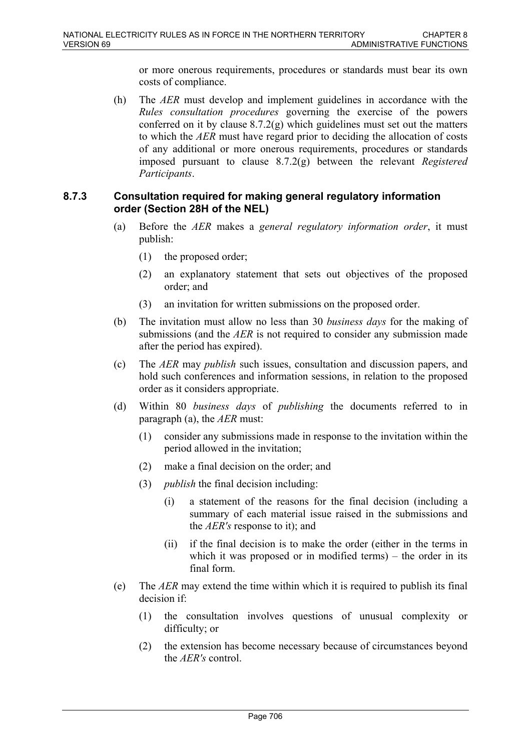or more onerous requirements, procedures or standards must bear its own costs of compliance.

(h) The *AER* must develop and implement guidelines in accordance with the *Rules consultation procedures* governing the exercise of the powers conferred on it by clause 8.7.2(g) which guidelines must set out the matters to which the *AER* must have regard prior to deciding the allocation of costs of any additional or more onerous requirements, procedures or standards imposed pursuant to clause 8.7.2(g) between the relevant *Registered Participants*.

### 8.7.3 Consultation required for making general regulatory information order (Section 28H of the NEL)

(a) Before the *AER* makes a *general regulatory information order*, it must publish:

(1) the proposed order;

(2) an explanatory statement that sets out objectives of the proposed order; and

(3) an invitation for written submissions on the proposed order.

(b) The invitation must allow no less than 30 *business days* for the making of submissions (and the *AER* is not required to consider any submission made after the period has expired).

(c) The *AER* may *publish* such issues, consultation and discussion papers, and hold such conferences and information sessions, in relation to the proposed order as it considers appropriate.

(d) Within 80 *business days* of *publishing* the documents referred to in paragraph (a), the *AER* must:

(1) consider any submissions made in response to the invitation within the period allowed in the invitation;

(2) make a final decision on the order; and

(3) *publish* the final decision including:

(i) a statement of the reasons for the final decision (including a summary of each material issue raised in the submissions and the *AER's* response to it); and

(ii) if the final decision is to make the order (either in the terms in which it was proposed or in modified terms) – the order in its final form.

(e) The *AER* may extend the time within which it is required to publish its final decision if:

(1) the consultation involves questions of unusual complexity or difficulty; or

(2) the extension has become necessary because of circumstances beyond the *AER's* control.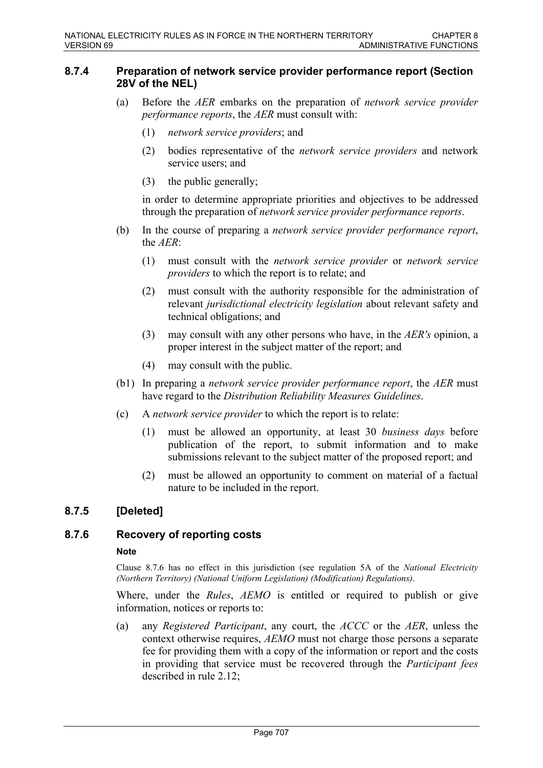### 8.7.4 Preparation of network service provider performance report (Section 28V of the NEL)

(a) Before the *AER* embarks on the preparation of *network service provider performance reports*, the *AER* must consult with:

(1) *network service providers*; and

(2) bodies representative of the *network service providers* and network service users; and

(3) the public generally;

in order to determine appropriate priorities and objectives to be addressed through the preparation of *network service provider performance reports*.

(b) In the course of preparing a *network service provider performance report*, the *AER*:

(1) must consult with the *network service provider* or *network service providers* to which the report is to relate; and

(2) must consult with the authority responsible for the administration of relevant *jurisdictional electricity legislation* about relevant safety and technical obligations; and

(3) may consult with any other persons who have, in the *AER's* opinion, a proper interest in the subject matter of the report; and

(4) may consult with the public.

(b1) In preparing a *network service provider performance report*, the *AER* must have regard to the *Distribution Reliability Measures Guidelines*.

(c) A *network service provider* to which the report is to relate:

(1) must be allowed an opportunity, at least 30 *business days* before publication of the report, to submit information and to make submissions relevant to the subject matter of the proposed report; and

(2) must be allowed an opportunity to comment on material of a factual nature to be included in the report.

### 8.7.5 [Deleted]

### 8.7.6 Recovery of reporting costs

**Note**

Clause 8.7.6 has no effect in this jurisdiction (see regulation 5A of the *National Electricity (Northern Territory) (National Uniform Legislation) (Modification) Regulations)*.

Where, under the *Rules*, *AEMO* is entitled or required to publish or give information, notices or reports to:

(a) any *Registered Participant*, any court, the *ACCC* or the *AER*, unless the context otherwise requires, *AEMO* must not charge those persons a separate fee for providing them with a copy of the information or report and the costs in providing that service must be recovered through the *Participant fees* described in rule 2.12;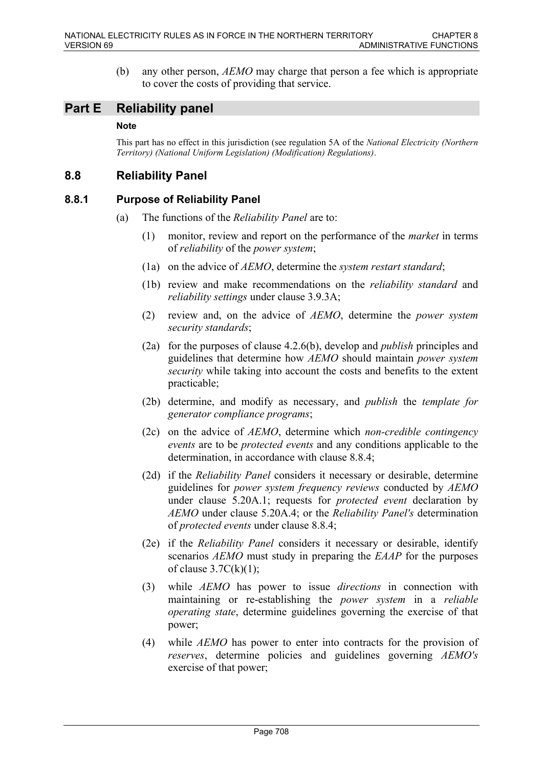(b) any other person, *AEMO* may charge that person a fee which is appropriate to cover the costs of providing that service.

# Part E Reliability panel

**Note**

This part has no effect in this jurisdiction (see regulation 5A of the *National Electricity (Northern Territory) (National Uniform Legislation) (Modification) Regulations)*.

## 8.8 Reliability Panel

### 8.8.1 Purpose of Reliability Panel

(a) The functions of the *Reliability Panel* are to:

(1) monitor, review and report on the performance of the *market* in terms of *reliability* of the *power system*;

(1a) on the advice of *AEMO*, determine the *system restart standard*;

(1b) review and make recommendations on the *reliability standard* and *reliability settings* under clause 3.9.3A;

(2) review and, on the advice of *AEMO*, determine the *power system security standards*;

(2a) for the purposes of clause 4.2.6(b), develop and *publish* principles and guidelines that determine how *AEMO* should maintain *power system security* while taking into account the costs and benefits to the extent practicable;

(2b) determine, and modify as necessary, and *publish* the *template for generator compliance programs*;

(2c) on the advice of *AEMO*, determine which *non-credible contingency events* are to be *protected events* and any conditions applicable to the determination, in accordance with clause 8.8.4;

(2d) if the *Reliability Panel* considers it necessary or desirable, determine guidelines for *power system frequency reviews* conducted by *AEMO* under clause 5.20A.1; requests for *protected event* declaration by *AEMO* under clause 5.20A.4; or the *Reliability Panel's* determination of *protected events* under clause 8.8.4;

(2e) if the *Reliability Panel* considers it necessary or desirable, identify scenarios *AEMO* must study in preparing the *EAAP* for the purposes of clause 3.7C(k)(1);

(3) while *AEMO* has power to issue *directions* in connection with maintaining or re-establishing the *power system* in a *reliable operating state*, determine guidelines governing the exercise of that power;

(4) while *AEMO* has power to enter into contracts for the provision of *reserves*, determine policies and guidelines governing *AEMO's* exercise of that power;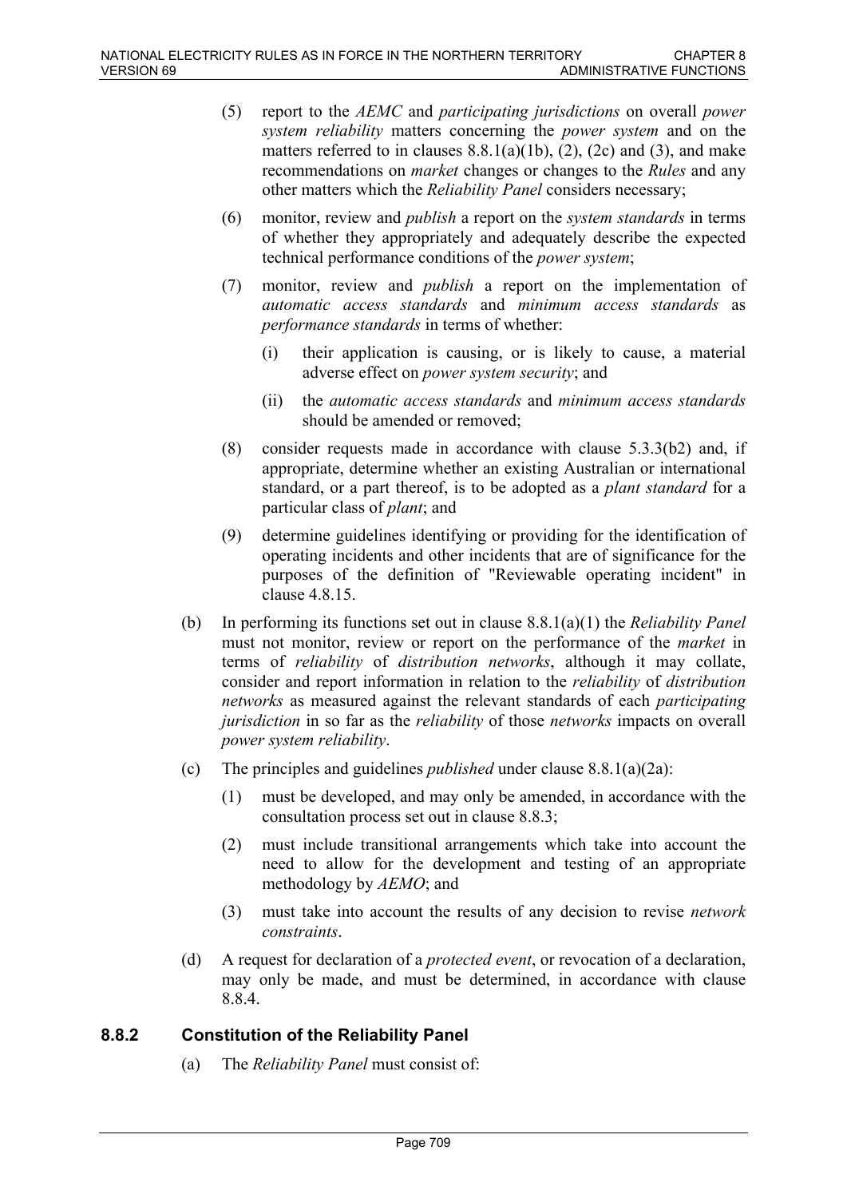(5) report to the *AEMC* and *participating jurisdictions* on overall *power system reliability* matters concerning the *power system* and on the matters referred to in clauses 8.8.1(a)(1b), (2), (2c) and (3), and make recommendations on *market* changes or changes to the *Rules* and any other matters which the *Reliability Panel* considers necessary;

(6) monitor, review and *publish* a report on the *system standards* in terms of whether they appropriately and adequately describe the expected technical performance conditions of the *power system*;

(7) monitor, review and *publish* a report on the implementation of *automatic access standards* and *minimum access standards* as *performance standards* in terms of whether:

  (i) their application is causing, or is likely to cause, a material adverse effect on *power system security*; and

  (ii) the *automatic access standards* and *minimum access standards* should be amended or removed;

(8) consider requests made in accordance with clause 5.3.3(b2) and, if appropriate, determine whether an existing Australian or international standard, or a part thereof, is to be adopted as a *plant standard* for a particular class of *plant*; and

(9) determine guidelines identifying or providing for the identification of operating incidents and other incidents that are of significance for the purposes of the definition of "Reviewable operating incident" in clause 4.8.15.

(b) In performing its functions set out in clause 8.8.1(a)(1) the *Reliability Panel* must not monitor, review or report on the performance of the *market* in terms of *reliability* of *distribution networks*, although it may collate, consider and report information in relation to the *reliability* of *distribution networks* as measured against the relevant standards of each *participating jurisdiction* in so far as the *reliability* of those *networks* impacts on overall *power system reliability*.

(c) The principles and guidelines *published* under clause 8.8.1(a)(2a):

  (1) must be developed, and may only be amended, in accordance with the consultation process set out in clause 8.8.3;

  (2) must include transitional arrangements which take into account the need to allow for the development and testing of an appropriate methodology by *AEMO*; and

  (3) must take into account the results of any decision to revise *network constraints*.

(d) A request for declaration of a *protected event*, or revocation of a declaration, may only be made, and must be determined, in accordance with clause 8.8.4.

## 8.8.2 Constitution of the Reliability Panel

(a) The *Reliability Panel* must consist of: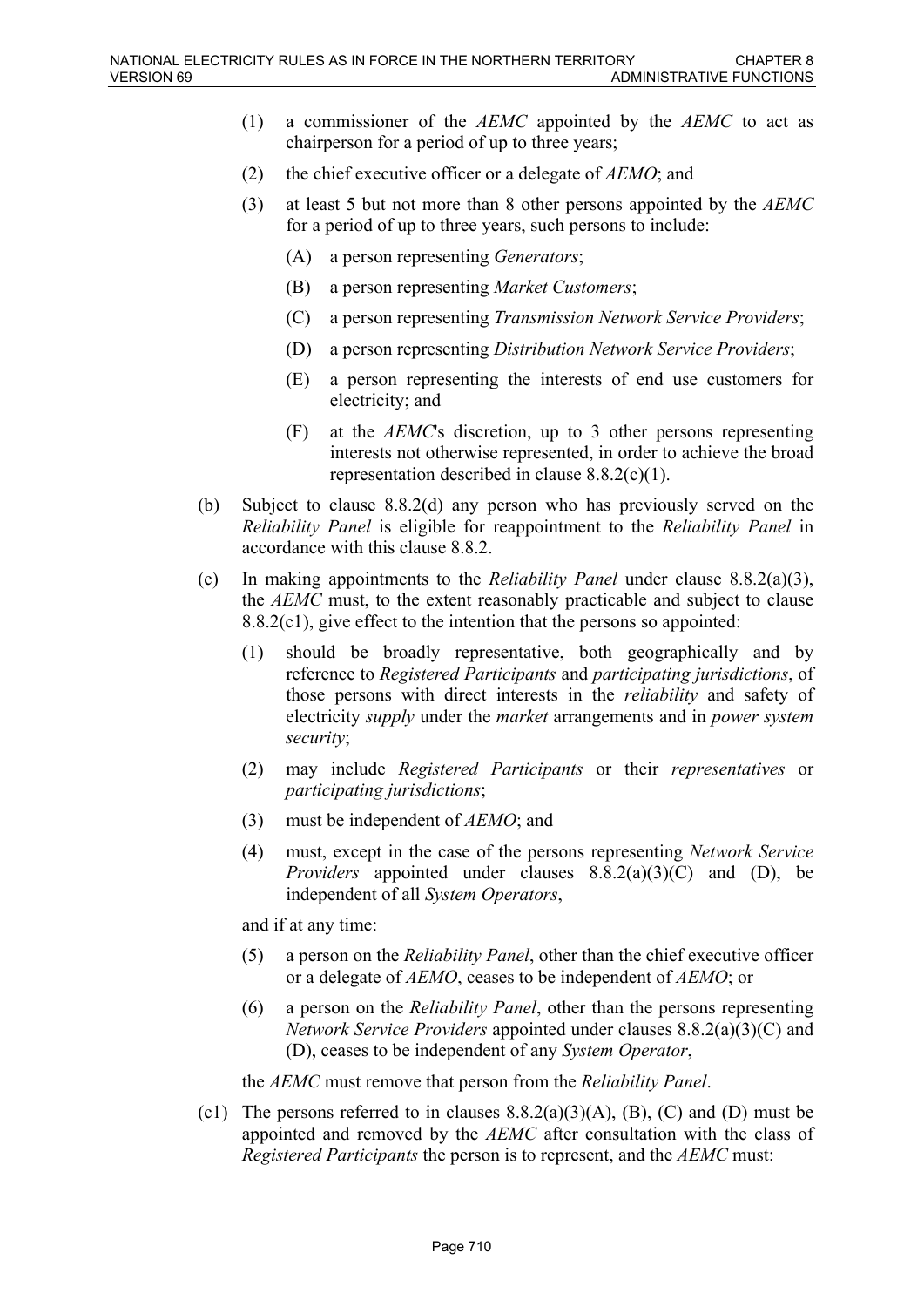(1) a commissioner of the *AEMC* appointed by the *AEMC* to act as chairperson for a period of up to three years;

(2) the chief executive officer or a delegate of *AEMO*; and

(3) at least 5 but not more than 8 other persons appointed by the *AEMC* for a period of up to three years, such persons to include:

   (A) a person representing *Generators*;

   (B) a person representing *Market Customers*;

   (C) a person representing *Transmission Network Service Providers*;

   (D) a person representing *Distribution Network Service Providers*;

   (E) a person representing the interests of end use customers for electricity; and

   (F) at the *AEMC*'s discretion, up to 3 other persons representing interests not otherwise represented, in order to achieve the broad representation described in clause 8.8.2(c)(1).

(b) Subject to clause 8.8.2(d) any person who has previously served on the *Reliability Panel* is eligible for reappointment to the *Reliability Panel* in accordance with this clause 8.8.2.

(c) In making appointments to the *Reliability Panel* under clause 8.8.2(a)(3), the *AEMC* must, to the extent reasonably practicable and subject to clause 8.8.2(c1), give effect to the intention that the persons so appointed:

(1) should be broadly representative, both geographically and by reference to *Registered Participants* and *participating jurisdictions*, of those persons with direct interests in the *reliability* and safety of electricity *supply* under the *market* arrangements and in *power system security*;

(2) may include *Registered Participants* or their *representatives* or *participating jurisdictions*;

(3) must be independent of *AEMO*; and

(4) must, except in the case of the persons representing *Network Service Providers* appointed under clauses 8.8.2(a)(3)(C) and (D), be independent of all *System Operators*,

and if at any time:

(5) a person on the *Reliability Panel*, other than the chief executive officer or a delegate of *AEMO*, ceases to be independent of *AEMO*; or

(6) a person on the *Reliability Panel*, other than the persons representing *Network Service Providers* appointed under clauses 8.8.2(a)(3)(C) and (D), ceases to be independent of any *System Operator*,

the *AEMC* must remove that person from the *Reliability Panel*.

(c1) The persons referred to in clauses 8.8.2(a)(3)(A), (B), (C) and (D) must be appointed and removed by the *AEMC* after consultation with the class of *Registered Participants* the person is to represent, and the *AEMC* must: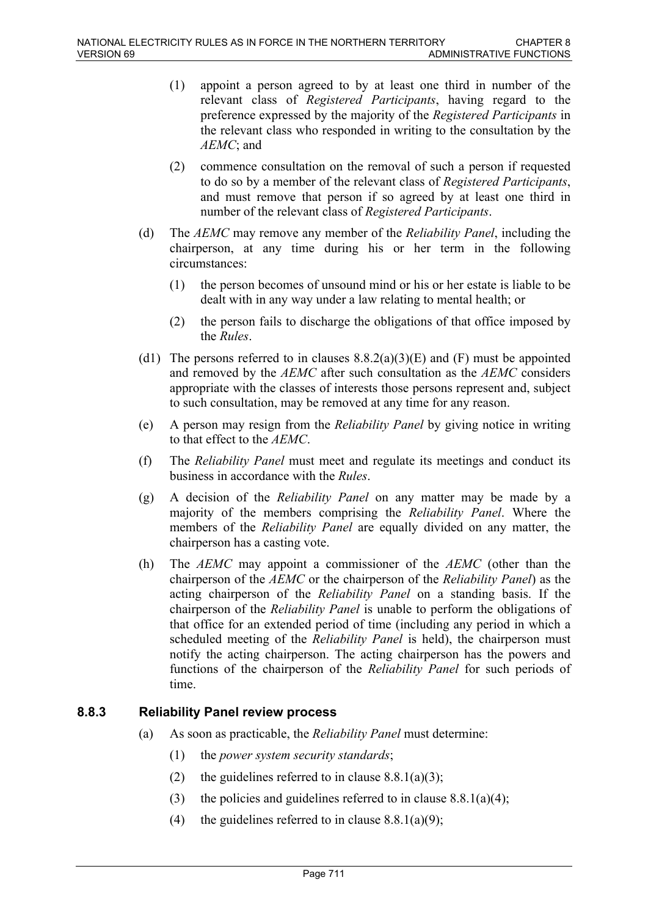(1) appoint a person agreed to by at least one third in number of the relevant class of *Registered Participants*, having regard to the preference expressed by the majority of the *Registered Participants* in the relevant class who responded in writing to the consultation by the *AEMC*; and

(2) commence consultation on the removal of such a person if requested to do so by a member of the relevant class of *Registered Participants*, and must remove that person if so agreed by at least one third in number of the relevant class of *Registered Participants*.

(d) The *AEMC* may remove any member of the *Reliability Panel*, including the chairperson, at any time during his or her term in the following circumstances:

(1) the person becomes of unsound mind or his or her estate is liable to be dealt with in any way under a law relating to mental health; or

(2) the person fails to discharge the obligations of that office imposed by the *Rules*.

(d1) The persons referred to in clauses 8.8.2(a)(3)(E) and (F) must be appointed and removed by the *AEMC* after such consultation as the *AEMC* considers appropriate with the classes of interests those persons represent and, subject to such consultation, may be removed at any time for any reason.

(e) A person may resign from the *Reliability Panel* by giving notice in writing to that effect to the *AEMC*.

(f) The *Reliability Panel* must meet and regulate its meetings and conduct its business in accordance with the *Rules*.

(g) A decision of the *Reliability Panel* on any matter may be made by a majority of the members comprising the *Reliability Panel*. Where the members of the *Reliability Panel* are equally divided on any matter, the chairperson has a casting vote.

(h) The *AEMC* may appoint a commissioner of the *AEMC* (other than the chairperson of the *AEMC* or the chairperson of the *Reliability Panel*) as the acting chairperson of the *Reliability Panel* on a standing basis. If the chairperson of the *Reliability Panel* is unable to perform the obligations of that office for an extended period of time (including any period in which a scheduled meeting of the *Reliability Panel* is held), the chairperson must notify the acting chairperson. The acting chairperson has the powers and functions of the chairperson of the *Reliability Panel* for such periods of time.

### 8.8.3 Reliability Panel review process

(a) As soon as practicable, the *Reliability Panel* must determine:

(1) the *power system security standards*;

(2) the guidelines referred to in clause 8.8.1(a)(3);

(3) the policies and guidelines referred to in clause 8.8.1(a)(4);

(4) the guidelines referred to in clause 8.8.1(a)(9);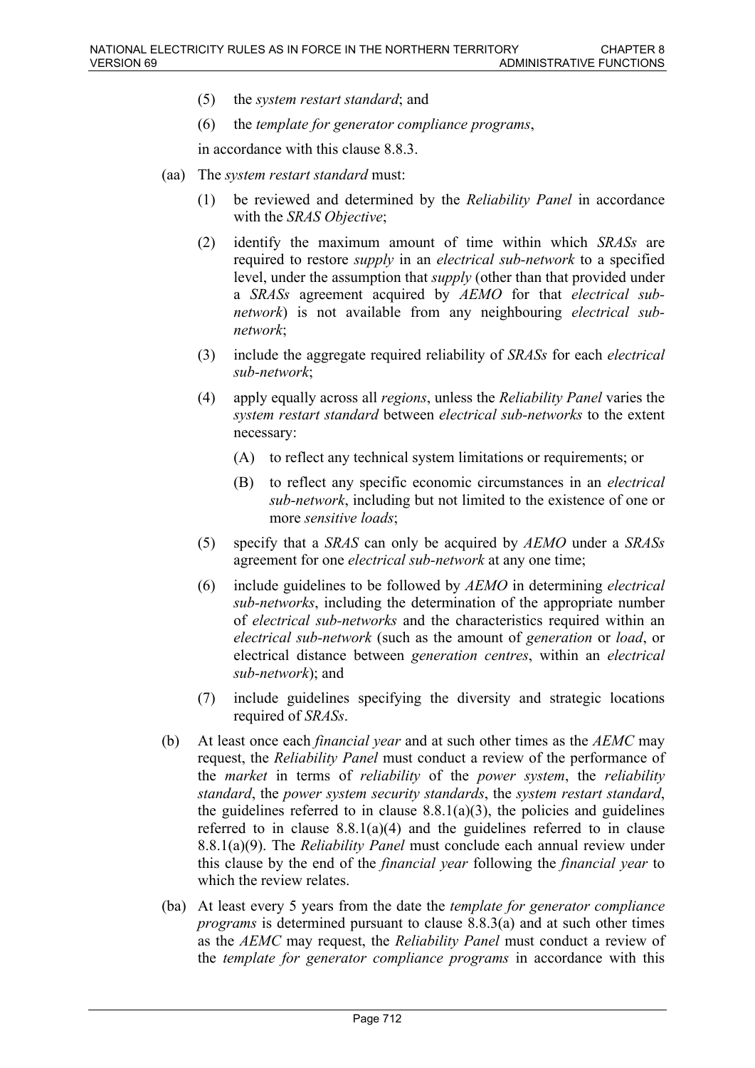(5) the *system restart standard*; and

(6) the *template for generator compliance programs*,

in accordance with this clause 8.8.3.

(aa) The *system restart standard* must:

(1) be reviewed and determined by the *Reliability Panel* in accordance with the *SRAS Objective*;

(2) identify the maximum amount of time within which *SRASs* are required to restore *supply* in an *electrical sub-network* to a specified level, under the assumption that *supply* (other than that provided under a *SRASs* agreement acquired by *AEMO* for that *electrical sub-network*) is not available from any neighbouring *electrical sub-network*;

(3) include the aggregate required reliability of *SRASs* for each *electrical sub-network*;

(4) apply equally across all *regions*, unless the *Reliability Panel* varies the *system restart standard* between *electrical sub-networks* to the extent necessary:

(A) to reflect any technical system limitations or requirements; or

(B) to reflect any specific economic circumstances in an *electrical sub-network*, including but not limited to the existence of one or more *sensitive loads*;

(5) specify that a *SRAS* can only be acquired by *AEMO* under a *SRASs* agreement for one *electrical sub-network* at any one time;

(6) include guidelines to be followed by *AEMO* in determining *electrical sub-networks*, including the determination of the appropriate number of *electrical sub-networks* and the characteristics required within an *electrical sub-network* (such as the amount of *generation* or *load*, or electrical distance between *generation centres*, within an *electrical sub-network*); and

(7) include guidelines specifying the diversity and strategic locations required of *SRASs*.

(b) At least once each *financial year* and at such other times as the *AEMC* may request, the *Reliability Panel* must conduct a review of the performance of the *market* in terms of *reliability* of the *power system*, the *reliability standard*, the *power system security standards*, the *system restart standard*, the guidelines referred to in clause 8.8.1(a)(3), the policies and guidelines referred to in clause 8.8.1(a)(4) and the guidelines referred to in clause 8.8.1(a)(9). The *Reliability Panel* must conclude each annual review under this clause by the end of the *financial year* following the *financial year* to which the review relates.

(ba) At least every 5 years from the date the *template for generator compliance programs* is determined pursuant to clause 8.8.3(a) and at such other times as the *AEMC* may request, the *Reliability Panel* must conduct a review of the *template for generator compliance programs* in accordance with this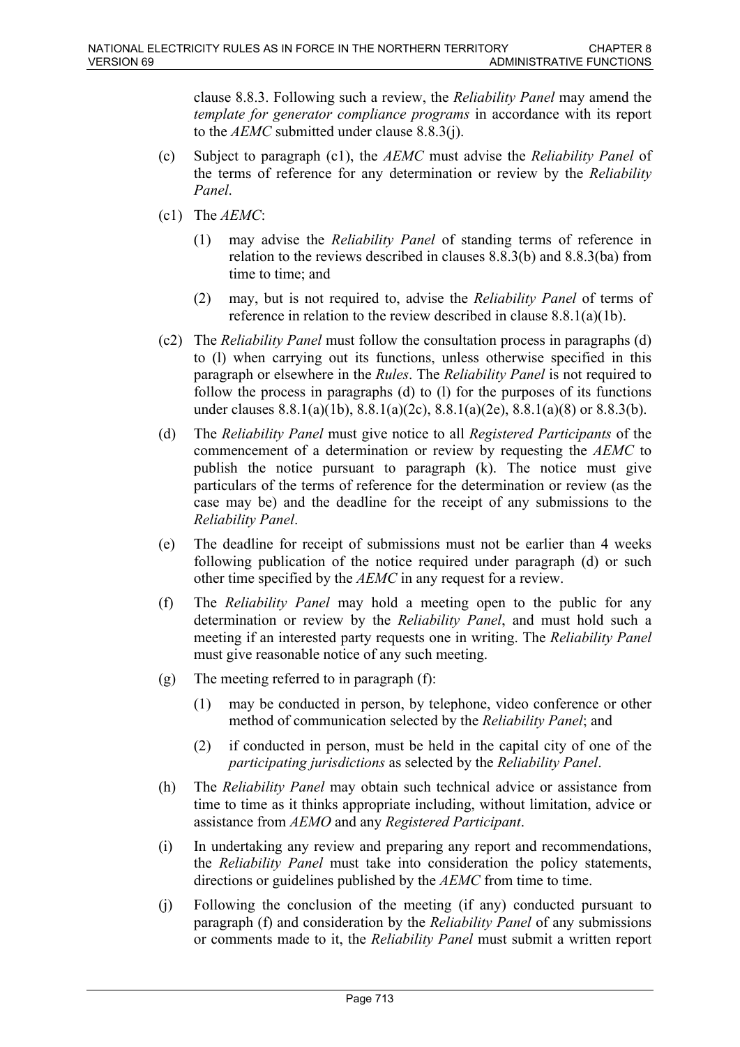clause 8.8.3. Following such a review, the *Reliability Panel* may amend the *template for generator compliance programs* in accordance with its report to the *AEMC* submitted under clause 8.8.3(j).

(c) Subject to paragraph (c1), the *AEMC* must advise the *Reliability Panel* of the terms of reference for any determination or review by the *Reliability Panel*.

(c1) The *AEMC*:

   (1) may advise the *Reliability Panel* of standing terms of reference in relation to the reviews described in clauses 8.8.3(b) and 8.8.3(ba) from time to time; and

   (2) may, but is not required to, advise the *Reliability Panel* of terms of reference in relation to the review described in clause 8.8.1(a)(1b).

(c2) The *Reliability Panel* must follow the consultation process in paragraphs (d) to (l) when carrying out its functions, unless otherwise specified in this paragraph or elsewhere in the *Rules*. The *Reliability Panel* is not required to follow the process in paragraphs (d) to (l) for the purposes of its functions under clauses 8.8.1(a)(1b), 8.8.1(a)(2c), 8.8.1(a)(2e), 8.8.1(a)(8) or 8.8.3(b).

(d) The *Reliability Panel* must give notice to all *Registered Participants* of the commencement of a determination or review by requesting the *AEMC* to publish the notice pursuant to paragraph (k). The notice must give particulars of the terms of reference for the determination or review (as the case may be) and the deadline for the receipt of any submissions to the *Reliability Panel*.

(e) The deadline for receipt of submissions must not be earlier than 4 weeks following publication of the notice required under paragraph (d) or such other time specified by the *AEMC* in any request for a review.

(f) The *Reliability Panel* may hold a meeting open to the public for any determination or review by the *Reliability Panel*, and must hold such a meeting if an interested party requests one in writing. The *Reliability Panel* must give reasonable notice of any such meeting.

(g) The meeting referred to in paragraph (f):

   (1) may be conducted in person, by telephone, video conference or other method of communication selected by the *Reliability Panel*; and

   (2) if conducted in person, must be held in the capital city of one of the *participating jurisdictions* as selected by the *Reliability Panel*.

(h) The *Reliability Panel* may obtain such technical advice or assistance from time to time as it thinks appropriate including, without limitation, advice or assistance from *AEMO* and any *Registered Participant*.

(i) In undertaking any review and preparing any report and recommendations, the *Reliability Panel* must take into consideration the policy statements, directions or guidelines published by the *AEMC* from time to time.

(j) Following the conclusion of the meeting (if any) conducted pursuant to paragraph (f) and consideration by the *Reliability Panel* of any submissions or comments made to it, the *Reliability Panel* must submit a written report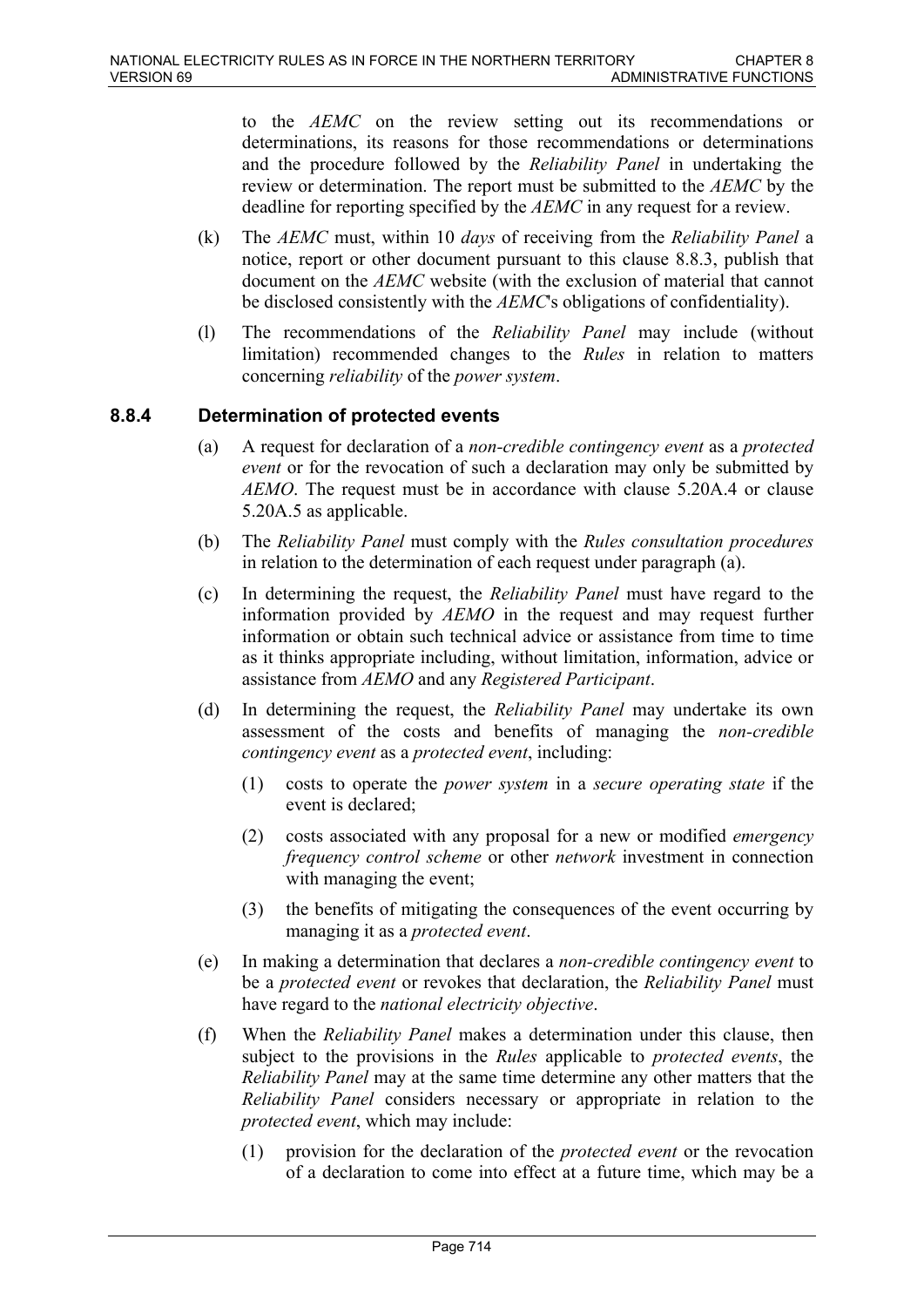to the *AEMC* on the review setting out its recommendations or determinations, its reasons for those recommendations or determinations and the procedure followed by the *Reliability Panel* in undertaking the review or determination. The report must be submitted to the *AEMC* by the deadline for reporting specified by the *AEMC* in any request for a review.

(k) The *AEMC* must, within 10 *days* of receiving from the *Reliability Panel* a notice, report or other document pursuant to this clause 8.8.3, publish that document on the *AEMC* website (with the exclusion of material that cannot be disclosed consistently with the *AEMC*'s obligations of confidentiality).

(l) The recommendations of the *Reliability Panel* may include (without limitation) recommended changes to the *Rules* in relation to matters concerning *reliability* of the *power system*.

### 8.8.4 Determination of protected events

(a) A request for declaration of a *non-credible contingency event* as a *protected event* or for the revocation of such a declaration may only be submitted by *AEMO*. The request must be in accordance with clause 5.20A.4 or clause 5.20A.5 as applicable.

(b) The *Reliability Panel* must comply with the *Rules consultation procedures* in relation to the determination of each request under paragraph (a).

(c) In determining the request, the *Reliability Panel* must have regard to the information provided by *AEMO* in the request and may request further information or obtain such technical advice or assistance from time to time as it thinks appropriate including, without limitation, information, advice or assistance from *AEMO* and any *Registered Participant*.

(d) In determining the request, the *Reliability Panel* may undertake its own assessment of the costs and benefits of managing the *non-credible contingency event* as a *protected event*, including:

   (1) costs to operate the *power system* in a *secure operating state* if the event is declared;

   (2) costs associated with any proposal for a new or modified *emergency frequency control scheme* or other *network* investment in connection with managing the event;

   (3) the benefits of mitigating the consequences of the event occurring by managing it as a *protected event*.

(e) In making a determination that declares a *non-credible contingency event* to be a *protected event* or revokes that declaration, the *Reliability Panel* must have regard to the *national electricity objective*.

(f) When the *Reliability Panel* makes a determination under this clause, then subject to the provisions in the *Rules* applicable to *protected events*, the *Reliability Panel* may at the same time determine any other matters that the *Reliability Panel* considers necessary or appropriate in relation to the *protected event*, which may include:

   (1) provision for the declaration of the *protected event* or the revocation of a declaration to come into effect at a future time, which may be a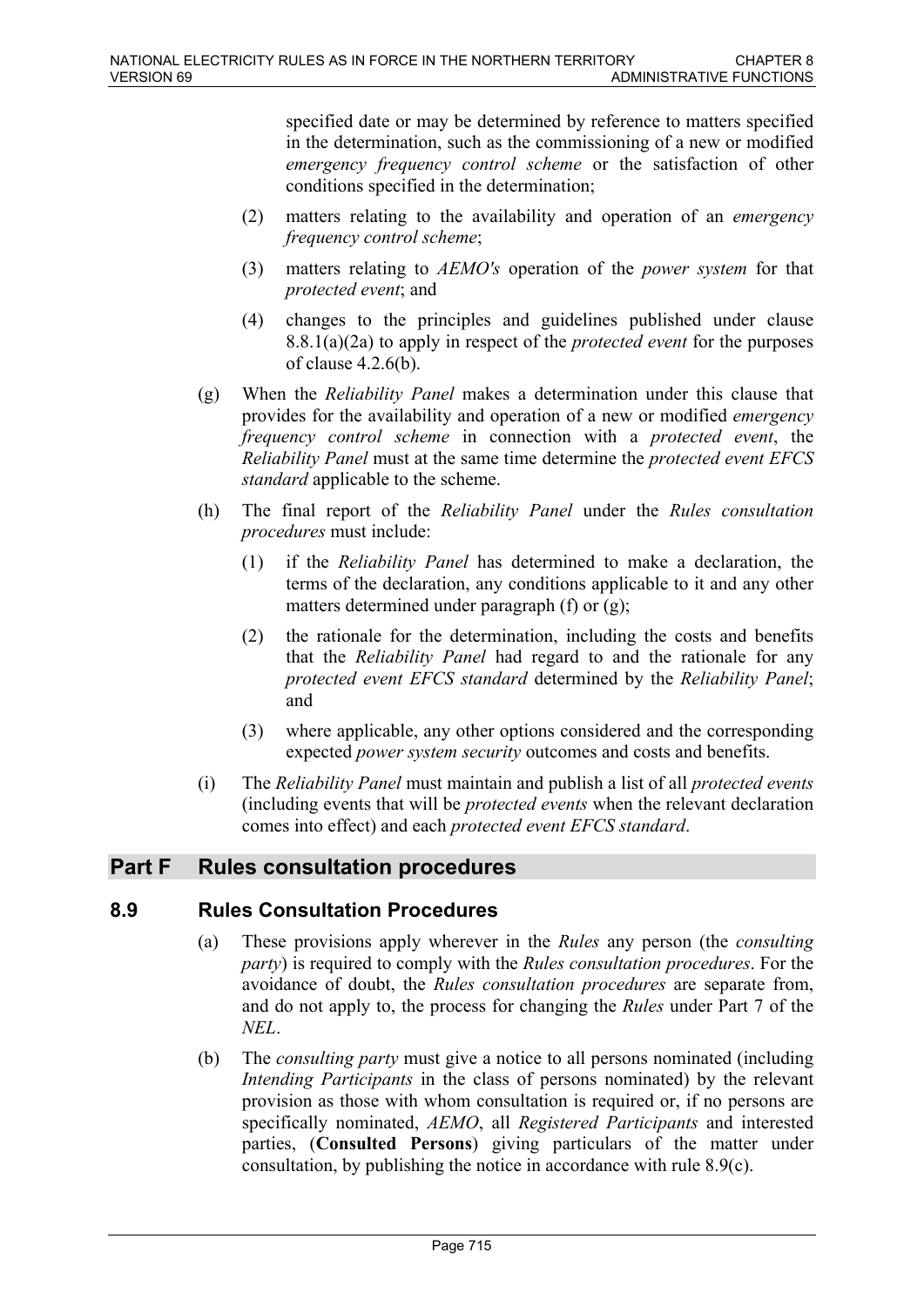specified date or may be determined by reference to matters specified in the determination, such as the commissioning of a new or modified *emergency frequency control scheme* or the satisfaction of other conditions specified in the determination;

(2) matters relating to the availability and operation of an *emergency frequency control scheme*;

(3) matters relating to *AEMO's* operation of the *power system* for that *protected event*; and

(4) changes to the principles and guidelines published under clause 8.8.1(a)(2a) to apply in respect of the *protected event* for the purposes of clause 4.2.6(b).

(g) When the *Reliability Panel* makes a determination under this clause that provides for the availability and operation of a new or modified *emergency frequency control scheme* in connection with a *protected event*, the *Reliability Panel* must at the same time determine the *protected event EFCS standard* applicable to the scheme.

(h) The final report of the *Reliability Panel* under the *Rules consultation procedures* must include:

(1) if the *Reliability Panel* has determined to make a declaration, the terms of the declaration, any conditions applicable to it and any other matters determined under paragraph (f) or (g);

(2) the rationale for the determination, including the costs and benefits that the *Reliability Panel* had regard to and the rationale for any *protected event EFCS standard* determined by the *Reliability Panel*; and

(3) where applicable, any other options considered and the corresponding expected *power system security* outcomes and costs and benefits.

(i) The *Reliability Panel* must maintain and publish a list of all *protected events* (including events that will be *protected events* when the relevant declaration comes into effect) and each *protected event EFCS standard*.

## Part F Rules consultation procedures

### 8.9 Rules Consultation Procedures

(a) These provisions apply wherever in the *Rules* any person (the *consulting party*) is required to comply with the *Rules consultation procedures*. For the avoidance of doubt, the *Rules consultation procedures* are separate from, and do not apply to, the process for changing the *Rules* under Part 7 of the *NEL*.

(b) The *consulting party* must give a notice to all persons nominated (including *Intending Participants* in the class of persons nominated) by the relevant provision as those with whom consultation is required or, if no persons are specifically nominated, *AEMO*, all *Registered Participants* and interested parties, (**Consulted Persons**) giving particulars of the matter under consultation, by publishing the notice in accordance with rule 8.9(c).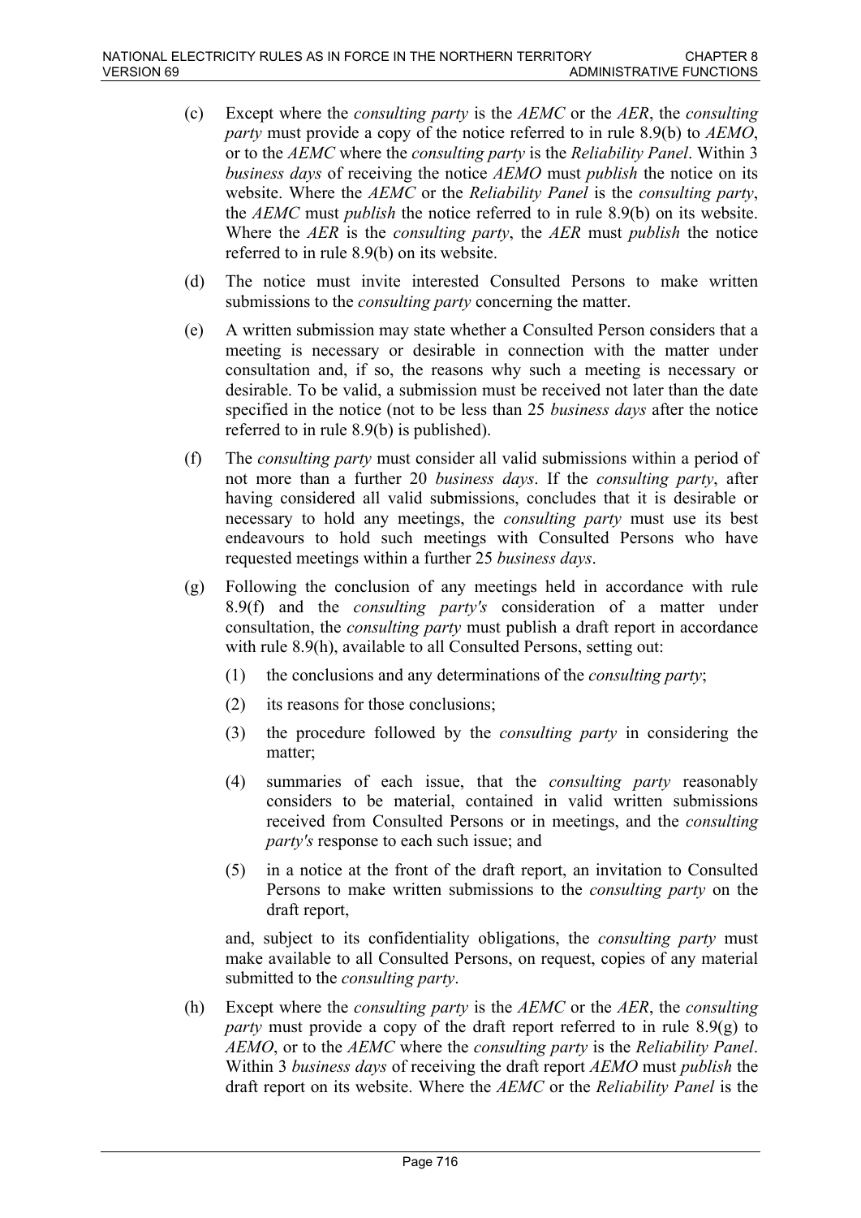(c) Except where the *consulting party* is the *AEMC* or the *AER*, the *consulting party* must provide a copy of the notice referred to in rule 8.9(b) to *AEMO*, or to the *AEMC* where the *consulting party* is the *Reliability Panel*. Within 3 *business days* of receiving the notice *AEMO* must *publish* the notice on its website. Where the *AEMC* or the *Reliability Panel* is the *consulting party*, the *AEMC* must *publish* the notice referred to in rule 8.9(b) on its website. Where the *AER* is the *consulting party*, the *AER* must *publish* the notice referred to in rule 8.9(b) on its website.

(d) The notice must invite interested Consulted Persons to make written submissions to the *consulting party* concerning the matter.

(e) A written submission may state whether a Consulted Person considers that a meeting is necessary or desirable in connection with the matter under consultation and, if so, the reasons why such a meeting is necessary or desirable. To be valid, a submission must be received not later than the date specified in the notice (not to be less than 25 *business days* after the notice referred to in rule 8.9(b) is published).

(f) The *consulting party* must consider all valid submissions within a period of not more than a further 20 *business days*. If the *consulting party*, after having considered all valid submissions, concludes that it is desirable or necessary to hold any meetings, the *consulting party* must use its best endeavours to hold such meetings with Consulted Persons who have requested meetings within a further 25 *business days*.

(g) Following the conclusion of any meetings held in accordance with rule 8.9(f) and the *consulting party's* consideration of a matter under consultation, the *consulting party* must publish a draft report in accordance with rule 8.9(h), available to all Consulted Persons, setting out:

  (1) the conclusions and any determinations of the *consulting party*;

  (2) its reasons for those conclusions;

  (3) the procedure followed by the *consulting party* in considering the matter;

  (4) summaries of each issue, that the *consulting party* reasonably considers to be material, contained in valid written submissions received from Consulted Persons or in meetings, and the *consulting party's* response to each such issue; and

  (5) in a notice at the front of the draft report, an invitation to Consulted Persons to make written submissions to the *consulting party* on the draft report,

  and, subject to its confidentiality obligations, the *consulting party* must make available to all Consulted Persons, on request, copies of any material submitted to the *consulting party*.

(h) Except where the *consulting party* is the *AEMC* or the *AER*, the *consulting party* must provide a copy of the draft report referred to in rule 8.9(g) to *AEMO*, or to the *AEMC* where the *consulting party* is the *Reliability Panel*. Within 3 *business days* of receiving the draft report *AEMO* must *publish* the draft report on its website. Where the *AEMC* or the *Reliability Panel* is the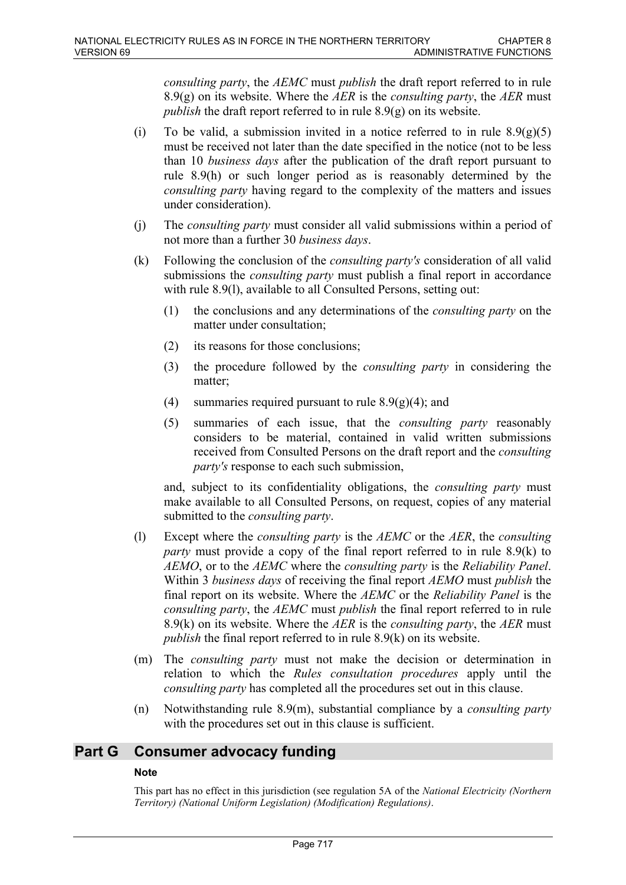*consulting party*, the *AEMC* must *publish* the draft report referred to in rule 8.9(g) on its website. Where the *AER* is the *consulting party*, the *AER* must *publish* the draft report referred to in rule 8.9(g) on its website.

(i) To be valid, a submission invited in a notice referred to in rule 8.9(g)(5) must be received not later than the date specified in the notice (not to be less than 10 *business days* after the publication of the draft report pursuant to rule 8.9(h) or such longer period as is reasonably determined by the *consulting party* having regard to the complexity of the matters and issues under consideration).

(j) The *consulting party* must consider all valid submissions within a period of not more than a further 30 *business days*.

(k) Following the conclusion of the *consulting party's* consideration of all valid submissions the *consulting party* must publish a final report in accordance with rule 8.9(l), available to all Consulted Persons, setting out:

   (1) the conclusions and any determinations of the *consulting party* on the matter under consultation;

   (2) its reasons for those conclusions;

   (3) the procedure followed by the *consulting party* in considering the matter;

   (4) summaries required pursuant to rule 8.9(g)(4); and

   (5) summaries of each issue, that the *consulting party* reasonably considers to be material, contained in valid written submissions received from Consulted Persons on the draft report and the *consulting party's* response to each such submission,

   and, subject to its confidentiality obligations, the *consulting party* must make available to all Consulted Persons, on request, copies of any material submitted to the *consulting party*.

(l) Except where the *consulting party* is the *AEMC* or the *AER*, the *consulting party* must provide a copy of the final report referred to in rule 8.9(k) to *AEMO*, or to the *AEMC* where the *consulting party* is the *Reliability Panel*. Within 3 *business days* of receiving the final report *AEMO* must *publish* the final report on its website. Where the *AEMC* or the *Reliability Panel* is the *consulting party*, the *AEMC* must *publish* the final report referred to in rule 8.9(k) on its website. Where the *AER* is the *consulting party*, the *AER* must *publish* the final report referred to in rule 8.9(k) on its website.

(m) The *consulting party* must not make the decision or determination in relation to which the *Rules consultation procedures* apply until the *consulting party* has completed all the procedures set out in this clause.

(n) Notwithstanding rule 8.9(m), substantial compliance by a *consulting party* with the procedures set out in this clause is sufficient.

## Part G Consumer advocacy funding

**Note**

This part has no effect in this jurisdiction (see regulation 5A of the *National Electricity (Northern Territory) (National Uniform Legislation) (Modification) Regulations)*.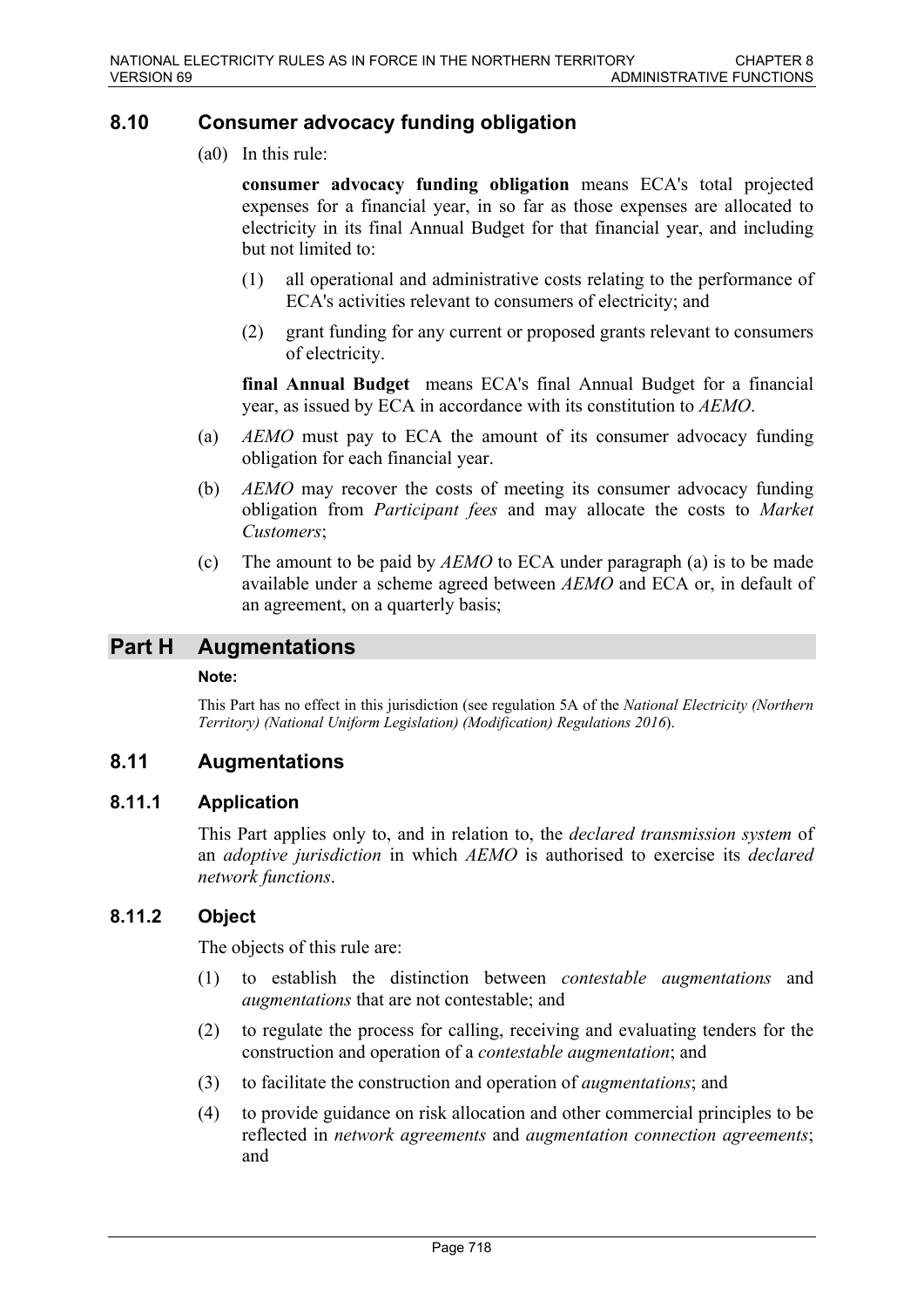## 8.10 Consumer advocacy funding obligation

(a0) In this rule:

**consumer advocacy funding obligation** means ECA's total projected expenses for a financial year, in so far as those expenses are allocated to electricity in its final Annual Budget for that financial year, and including but not limited to:

(1) all operational and administrative costs relating to the performance of ECA's activities relevant to consumers of electricity; and

(2) grant funding for any current or proposed grants relevant to consumers of electricity.

**final Annual Budget** means ECA's final Annual Budget for a financial year, as issued by ECA in accordance with its constitution to *AEMO*.

(a) *AEMO* must pay to ECA the amount of its consumer advocacy funding obligation for each financial year.

(b) *AEMO* may recover the costs of meeting its consumer advocacy funding obligation from *Participant fees* and may allocate the costs to *Market Customers*;

(c) The amount to be paid by *AEMO* to ECA under paragraph (a) is to be made available under a scheme agreed between *AEMO* and ECA or, in default of an agreement, on a quarterly basis;

# Part H Augmentations

**Note:**

This Part has no effect in this jurisdiction (see regulation 5A of the *National Electricity (Northern Territory) (National Uniform Legislation) (Modification) Regulations 2016*).

## 8.11 Augmentations

### 8.11.1 Application

This Part applies only to, and in relation to, the *declared transmission system* of an *adoptive jurisdiction* in which *AEMO* is authorised to exercise its *declared network functions*.

### 8.11.2 Object

The objects of this rule are:

(1) to establish the distinction between *contestable augmentations* and *augmentations* that are not contestable; and

(2) to regulate the process for calling, receiving and evaluating tenders for the construction and operation of a *contestable augmentation*; and

(3) to facilitate the construction and operation of *augmentations*; and

(4) to provide guidance on risk allocation and other commercial principles to be reflected in *network agreements* and *augmentation connection agreements*; and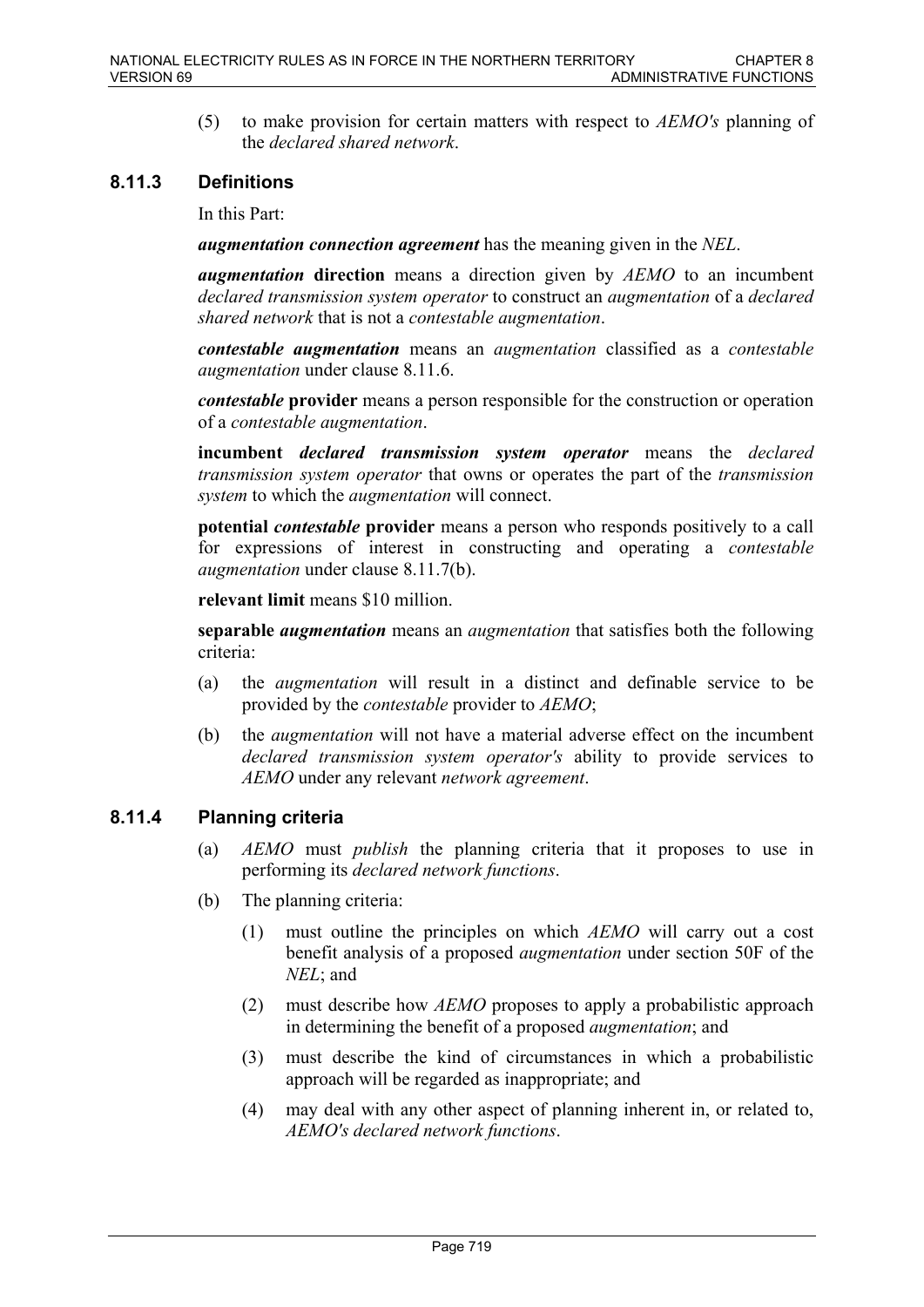(5) to make provision for certain matters with respect to *AEMO's* planning of the *declared shared network*.

### 8.11.3 Definitions

In this Part:

***augmentation connection agreement*** has the meaning given in the *NEL*.

***augmentation* direction** means a direction given by *AEMO* to an incumbent *declared transmission system operator* to construct an *augmentation* of a *declared shared network* that is not a *contestable augmentation*.

***contestable augmentation*** means an *augmentation* classified as a *contestable augmentation* under clause 8.11.6.

***contestable* provider** means a person responsible for the construction or operation of a *contestable augmentation*.

**incumbent *declared transmission system operator*** means the *declared transmission system operator* that owns or operates the part of the *transmission system* to which the *augmentation* will connect.

**potential *contestable* provider** means a person who responds positively to a call for expressions of interest in constructing and operating a *contestable augmentation* under clause 8.11.7(b).

**relevant limit** means $10 million.

**separable *augmentation*** means an *augmentation* that satisfies both the following criteria:

(a) the *augmentation* will result in a distinct and definable service to be provided by the *contestable* provider to *AEMO*;

(b) the *augmentation* will not have a material adverse effect on the incumbent *declared transmission system operator's* ability to provide services to *AEMO* under any relevant *network agreement*.

### 8.11.4 Planning criteria

(a) *AEMO* must *publish* the planning criteria that it proposes to use in performing its *declared network functions*.

(b) The planning criteria:

(1) must outline the principles on which *AEMO* will carry out a cost benefit analysis of a proposed *augmentation* under section 50F of the *NEL*; and

(2) must describe how *AEMO* proposes to apply a probabilistic approach in determining the benefit of a proposed *augmentation*; and

(3) must describe the kind of circumstances in which a probabilistic approach will be regarded as inappropriate; and

(4) may deal with any other aspect of planning inherent in, or related to, *AEMO's declared network functions*.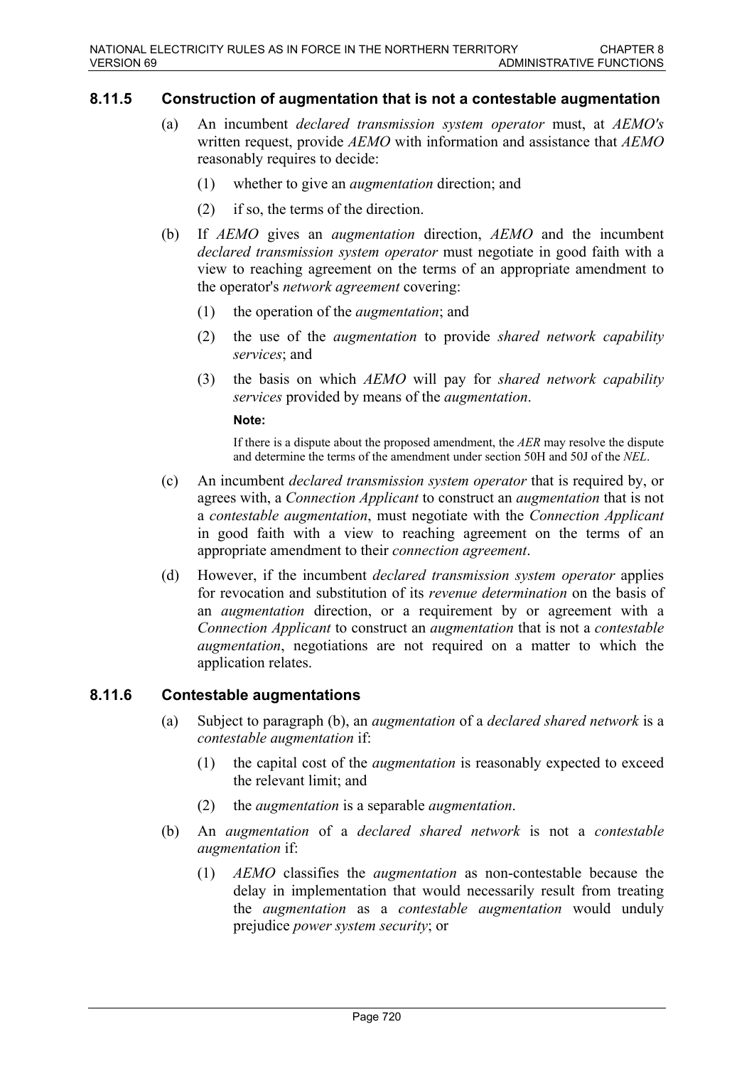### 8.11.5 Construction of augmentation that is not a contestable augmentation

(a) An incumbent *declared transmission system operator* must, at *AEMO's* written request, provide *AEMO* with information and assistance that *AEMO* reasonably requires to decide:

(1) whether to give an *augmentation* direction; and

(2) if so, the terms of the direction.

(b) If *AEMO* gives an *augmentation* direction, *AEMO* and the incumbent *declared transmission system operator* must negotiate in good faith with a view to reaching agreement on the terms of an appropriate amendment to the operator's *network agreement* covering:

(1) the operation of the *augmentation*; and

(2) the use of the *augmentation* to provide *shared network capability services*; and

(3) the basis on which *AEMO* will pay for *shared network capability services* provided by means of the *augmentation*.

**Note:**

If there is a dispute about the proposed amendment, the *AER* may resolve the dispute and determine the terms of the amendment under section 50H and 50J of the *NEL*.

(c) An incumbent *declared transmission system operator* that is required by, or agrees with, a *Connection Applicant* to construct an *augmentation* that is not a *contestable augmentation*, must negotiate with the *Connection Applicant* in good faith with a view to reaching agreement on the terms of an appropriate amendment to their *connection agreement*.

(d) However, if the incumbent *declared transmission system operator* applies for revocation and substitution of its *revenue determination* on the basis of an *augmentation* direction, or a requirement by or agreement with a *Connection Applicant* to construct an *augmentation* that is not a *contestable augmentation*, negotiations are not required on a matter to which the application relates.

### 8.11.6 Contestable augmentations

(a) Subject to paragraph (b), an *augmentation* of a *declared shared network* is a *contestable augmentation* if:

(1) the capital cost of the *augmentation* is reasonably expected to exceed the relevant limit; and

(2) the *augmentation* is a separable *augmentation*.

(b) An *augmentation* of a *declared shared network* is not a *contestable augmentation* if:

(1) *AEMO* classifies the *augmentation* as non-contestable because the delay in implementation that would necessarily result from treating the *augmentation* as a *contestable augmentation* would unduly prejudice *power system security*; or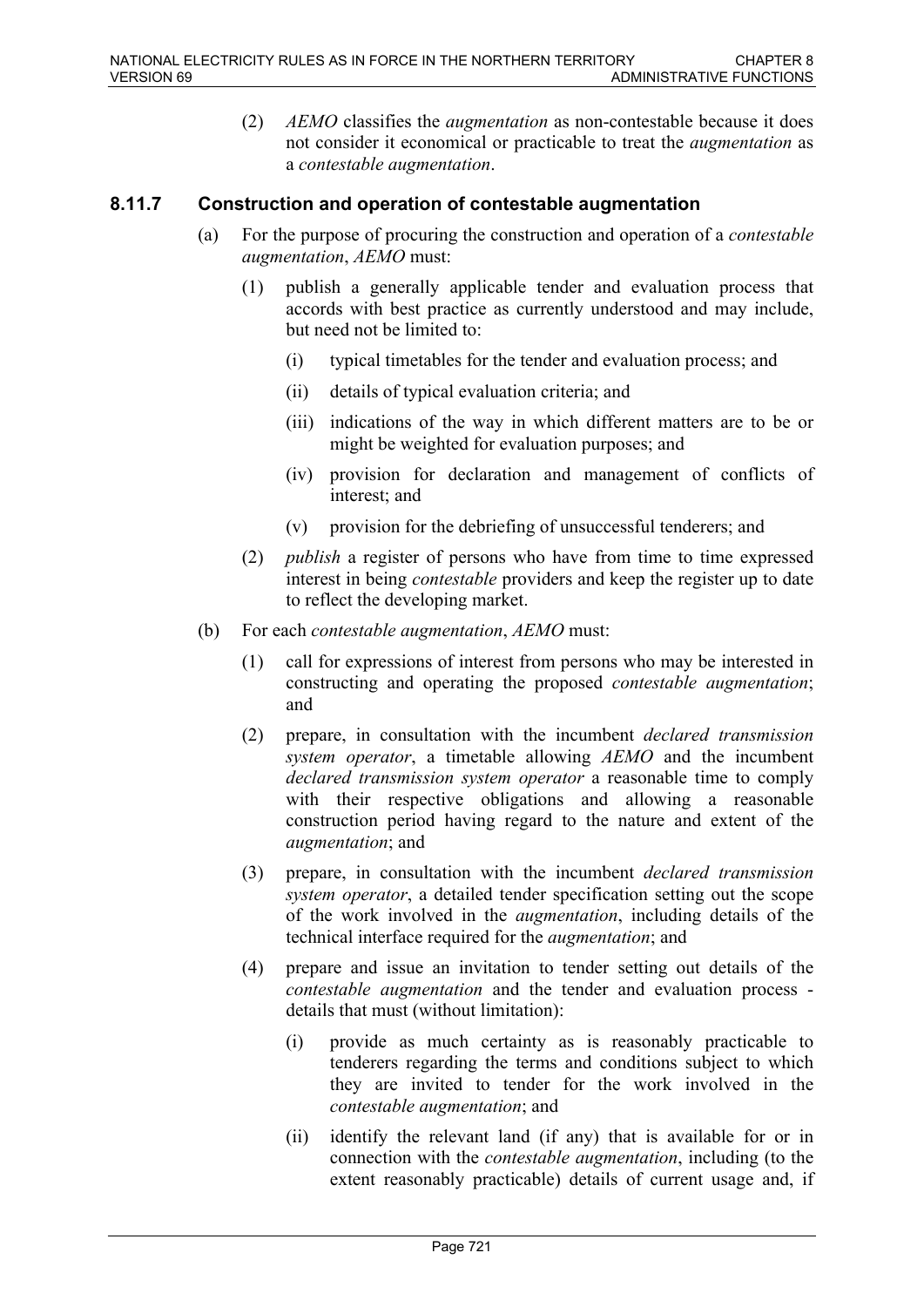(2) *AEMO* classifies the *augmentation* as non-contestable because it does not consider it economical or practicable to treat the *augmentation* as a *contestable augmentation*.

### 8.11.7 Construction and operation of contestable augmentation

(a) For the purpose of procuring the construction and operation of a *contestable augmentation*, *AEMO* must:

(1) publish a generally applicable tender and evaluation process that accords with best practice as currently understood and may include, but need not be limited to:

(i) typical timetables for the tender and evaluation process; and

(ii) details of typical evaluation criteria; and

(iii) indications of the way in which different matters are to be or might be weighted for evaluation purposes; and

(iv) provision for declaration and management of conflicts of interest; and

(v) provision for the debriefing of unsuccessful tenderers; and

(2) *publish* a register of persons who have from time to time expressed interest in being *contestable* providers and keep the register up to date to reflect the developing market.

(b) For each *contestable augmentation*, *AEMO* must:

(1) call for expressions of interest from persons who may be interested in constructing and operating the proposed *contestable augmentation*; and

(2) prepare, in consultation with the incumbent *declared transmission system operator*, a timetable allowing *AEMO* and the incumbent *declared transmission system operator* a reasonable time to comply with their respective obligations and allowing a reasonable construction period having regard to the nature and extent of the *augmentation*; and

(3) prepare, in consultation with the incumbent *declared transmission system operator*, a detailed tender specification setting out the scope of the work involved in the *augmentation*, including details of the technical interface required for the *augmentation*; and

(4) prepare and issue an invitation to tender setting out details of the *contestable augmentation* and the tender and evaluation process - details that must (without limitation):

(i) provide as much certainty as is reasonably practicable to tenderers regarding the terms and conditions subject to which they are invited to tender for the work involved in the *contestable augmentation*; and

(ii) identify the relevant land (if any) that is available for or in connection with the *contestable augmentation*, including (to the extent reasonably practicable) details of current usage and, if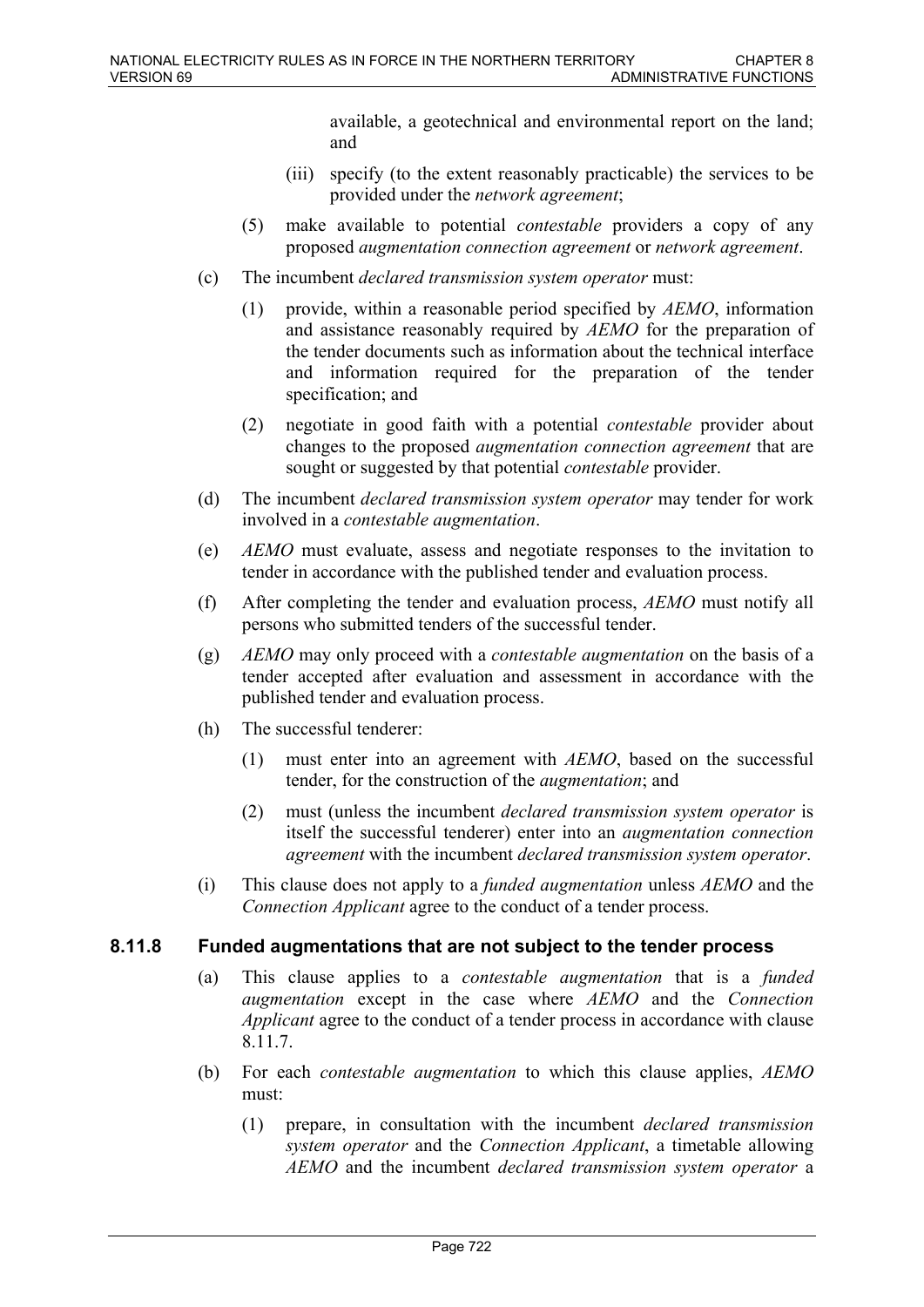available, a geotechnical and environmental report on the land; and

(iii) specify (to the extent reasonably practicable) the services to be provided under the *network agreement*;

(5) make available to potential *contestable* providers a copy of any proposed *augmentation connection agreement* or *network agreement*.

(c) The incumbent *declared transmission system operator* must:

(1) provide, within a reasonable period specified by *AEMO*, information and assistance reasonably required by *AEMO* for the preparation of the tender documents such as information about the technical interface and information required for the preparation of the tender specification; and

(2) negotiate in good faith with a potential *contestable* provider about changes to the proposed *augmentation connection agreement* that are sought or suggested by that potential *contestable* provider.

(d) The incumbent *declared transmission system operator* may tender for work involved in a *contestable augmentation*.

(e) *AEMO* must evaluate, assess and negotiate responses to the invitation to tender in accordance with the published tender and evaluation process.

(f) After completing the tender and evaluation process, *AEMO* must notify all persons who submitted tenders of the successful tender.

(g) *AEMO* may only proceed with a *contestable augmentation* on the basis of a tender accepted after evaluation and assessment in accordance with the published tender and evaluation process.

(h) The successful tenderer:

(1) must enter into an agreement with *AEMO*, based on the successful tender, for the construction of the *augmentation*; and

(2) must (unless the incumbent *declared transmission system operator* is itself the successful tenderer) enter into an *augmentation connection agreement* with the incumbent *declared transmission system operator*.

(i) This clause does not apply to a *funded augmentation* unless *AEMO* and the *Connection Applicant* agree to the conduct of a tender process.

### 8.11.8 Funded augmentations that are not subject to the tender process

(a) This clause applies to a *contestable augmentation* that is a *funded augmentation* except in the case where *AEMO* and the *Connection Applicant* agree to the conduct of a tender process in accordance with clause 8.11.7.

(b) For each *contestable augmentation* to which this clause applies, *AEMO* must:

(1) prepare, in consultation with the incumbent *declared transmission system operator* and the *Connection Applicant*, a timetable allowing *AEMO* and the incumbent *declared transmission system operator* a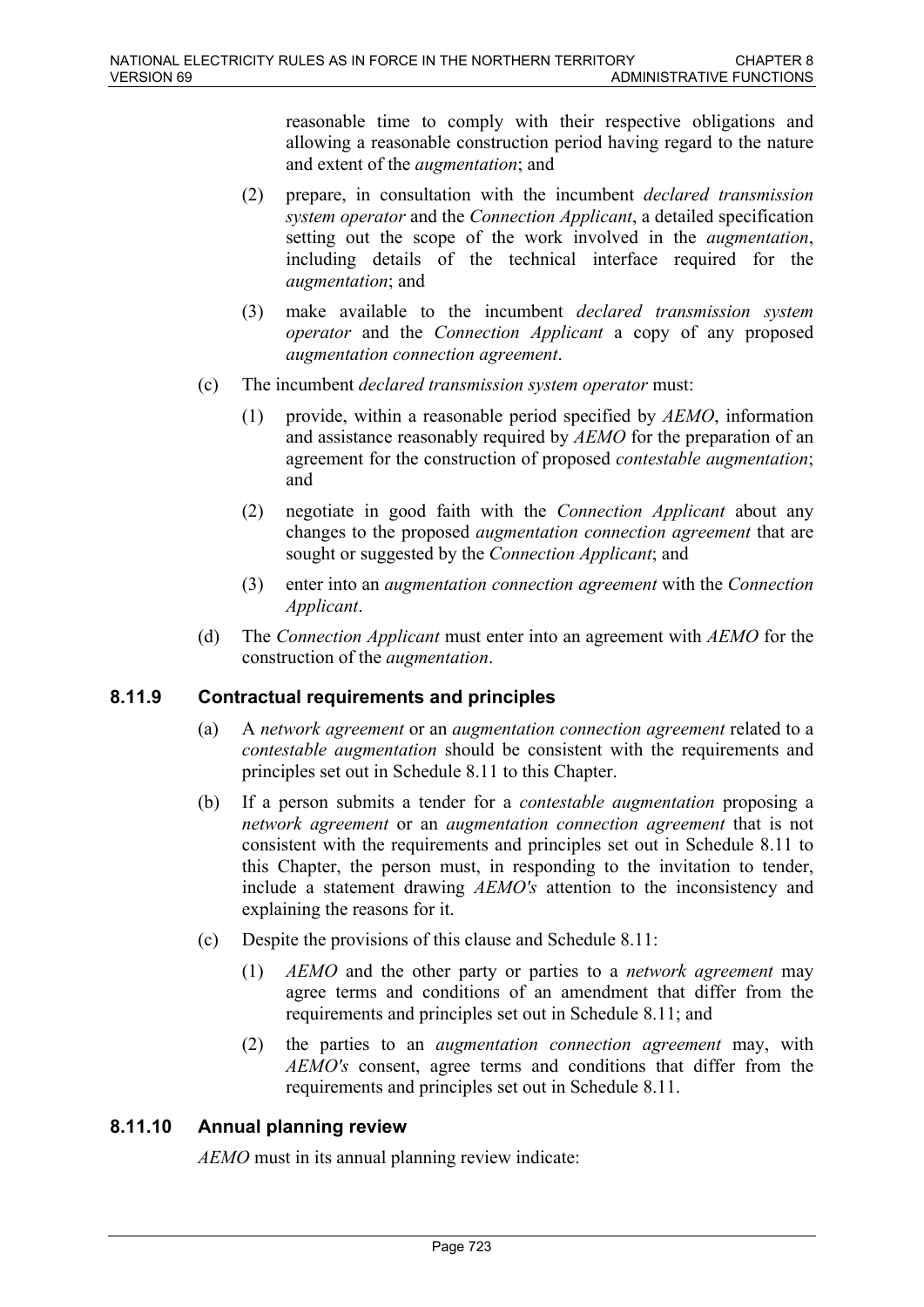reasonable time to comply with their respective obligations and allowing a reasonable construction period having regard to the nature and extent of the *augmentation*; and

(2) prepare, in consultation with the incumbent *declared transmission system operator* and the *Connection Applicant*, a detailed specification setting out the scope of the work involved in the *augmentation*, including details of the technical interface required for the *augmentation*; and

(3) make available to the incumbent *declared transmission system operator* and the *Connection Applicant* a copy of any proposed *augmentation connection agreement*.

(c) The incumbent *declared transmission system operator* must:

(1) provide, within a reasonable period specified by *AEMO*, information and assistance reasonably required by *AEMO* for the preparation of an agreement for the construction of proposed *contestable augmentation*; and

(2) negotiate in good faith with the *Connection Applicant* about any changes to the proposed *augmentation connection agreement* that are sought or suggested by the *Connection Applicant*; and

(3) enter into an *augmentation connection agreement* with the *Connection Applicant*.

(d) The *Connection Applicant* must enter into an agreement with *AEMO* for the construction of the *augmentation*.

### 8.11.9 Contractual requirements and principles

(a) A *network agreement* or an *augmentation connection agreement* related to a *contestable augmentation* should be consistent with the requirements and principles set out in Schedule 8.11 to this Chapter.

(b) If a person submits a tender for a *contestable augmentation* proposing a *network agreement* or an *augmentation connection agreement* that is not consistent with the requirements and principles set out in Schedule 8.11 to this Chapter, the person must, in responding to the invitation to tender, include a statement drawing *AEMO's* attention to the inconsistency and explaining the reasons for it.

(c) Despite the provisions of this clause and Schedule 8.11:

(1) *AEMO* and the other party or parties to a *network agreement* may agree terms and conditions of an amendment that differ from the requirements and principles set out in Schedule 8.11; and

(2) the parties to an *augmentation connection agreement* may, with *AEMO's* consent, agree terms and conditions that differ from the requirements and principles set out in Schedule 8.11.

### 8.11.10 Annual planning review

*AEMO* must in its annual planning review indicate: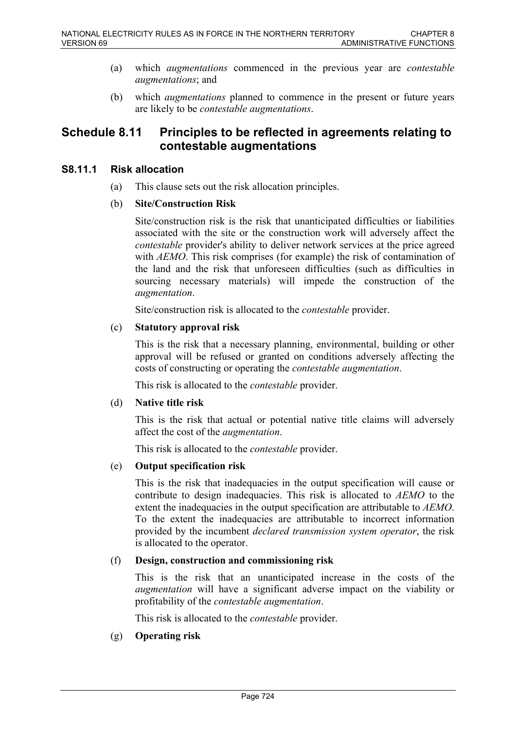(a) which *augmentations* commenced in the previous year are *contestable augmentations*; and

(b) which *augmentations* planned to commence in the present or future years are likely to be *contestable augmentations*.

## Schedule 8.11 Principles to be reflected in agreements relating to contestable augmentations

### S8.11.1 Risk allocation

(a) This clause sets out the risk allocation principles.

(b) **Site/Construction Risk**

Site/construction risk is the risk that unanticipated difficulties or liabilities associated with the site or the construction work will adversely affect the *contestable* provider's ability to deliver network services at the price agreed with *AEMO*. This risk comprises (for example) the risk of contamination of the land and the risk that unforeseen difficulties (such as difficulties in sourcing necessary materials) will impede the construction of the *augmentation*.

Site/construction risk is allocated to the *contestable* provider.

(c) **Statutory approval risk**

This is the risk that a necessary planning, environmental, building or other approval will be refused or granted on conditions adversely affecting the costs of constructing or operating the *contestable augmentation*.

This risk is allocated to the *contestable* provider.

(d) **Native title risk**

This is the risk that actual or potential native title claims will adversely affect the cost of the *augmentation*.

This risk is allocated to the *contestable* provider.

(e) **Output specification risk**

This is the risk that inadequacies in the output specification will cause or contribute to design inadequacies. This risk is allocated to *AEMO* to the extent the inadequacies in the output specification are attributable to *AEMO*. To the extent the inadequacies are attributable to incorrect information provided by the incumbent *declared transmission system operator*, the risk is allocated to the operator.

(f) **Design, construction and commissioning risk**

This is the risk that an unanticipated increase in the costs of the *augmentation* will have a significant adverse impact on the viability or profitability of the *contestable augmentation*.

This risk is allocated to the *contestable* provider.

(g) **Operating risk**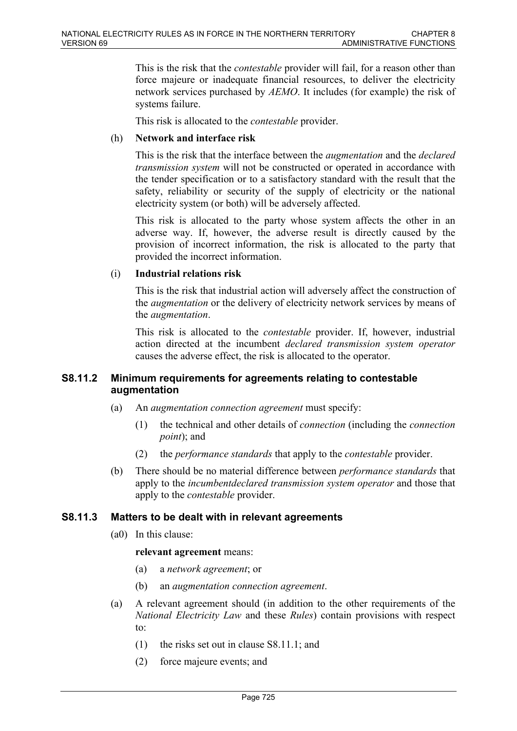This is the risk that the *contestable* provider will fail, for a reason other than force majeure or inadequate financial resources, to deliver the electricity network services purchased by *AEMO*. It includes (for example) the risk of systems failure.

This risk is allocated to the *contestable* provider.

(h) **Network and interface risk**

This is the risk that the interface between the *augmentation* and the *declared transmission system* will not be constructed or operated in accordance with the tender specification or to a satisfactory standard with the result that the safety, reliability or security of the supply of electricity or the national electricity system (or both) will be adversely affected.

This risk is allocated to the party whose system affects the other in an adverse way. If, however, the adverse result is directly caused by the provision of incorrect information, the risk is allocated to the party that provided the incorrect information.

(i) **Industrial relations risk**

This is the risk that industrial action will adversely affect the construction of the *augmentation* or the delivery of electricity network services by means of the *augmentation*.

This risk is allocated to the *contestable* provider. If, however, industrial action directed at the incumbent *declared transmission system operator* causes the adverse effect, the risk is allocated to the operator.

### S8.11.2 Minimum requirements for agreements relating to contestable augmentation

(a) An *augmentation connection agreement* must specify:

(1) the technical and other details of *connection* (including the *connection point*); and

(2) the *performance standards* that apply to the *contestable* provider.

(b) There should be no material difference between *performance standards* that apply to the *incumbentdeclared transmission system operator* and those that apply to the *contestable* provider.

### S8.11.3 Matters to be dealt with in relevant agreements

(a0) In this clause:

**relevant agreement** means:

(a) a *network agreement*; or

(b) an *augmentation connection agreement*.

(a) A relevant agreement should (in addition to the other requirements of the *National Electricity Law* and these *Rules*) contain provisions with respect to:

(1) the risks set out in clause S8.11.1; and

(2) force majeure events; and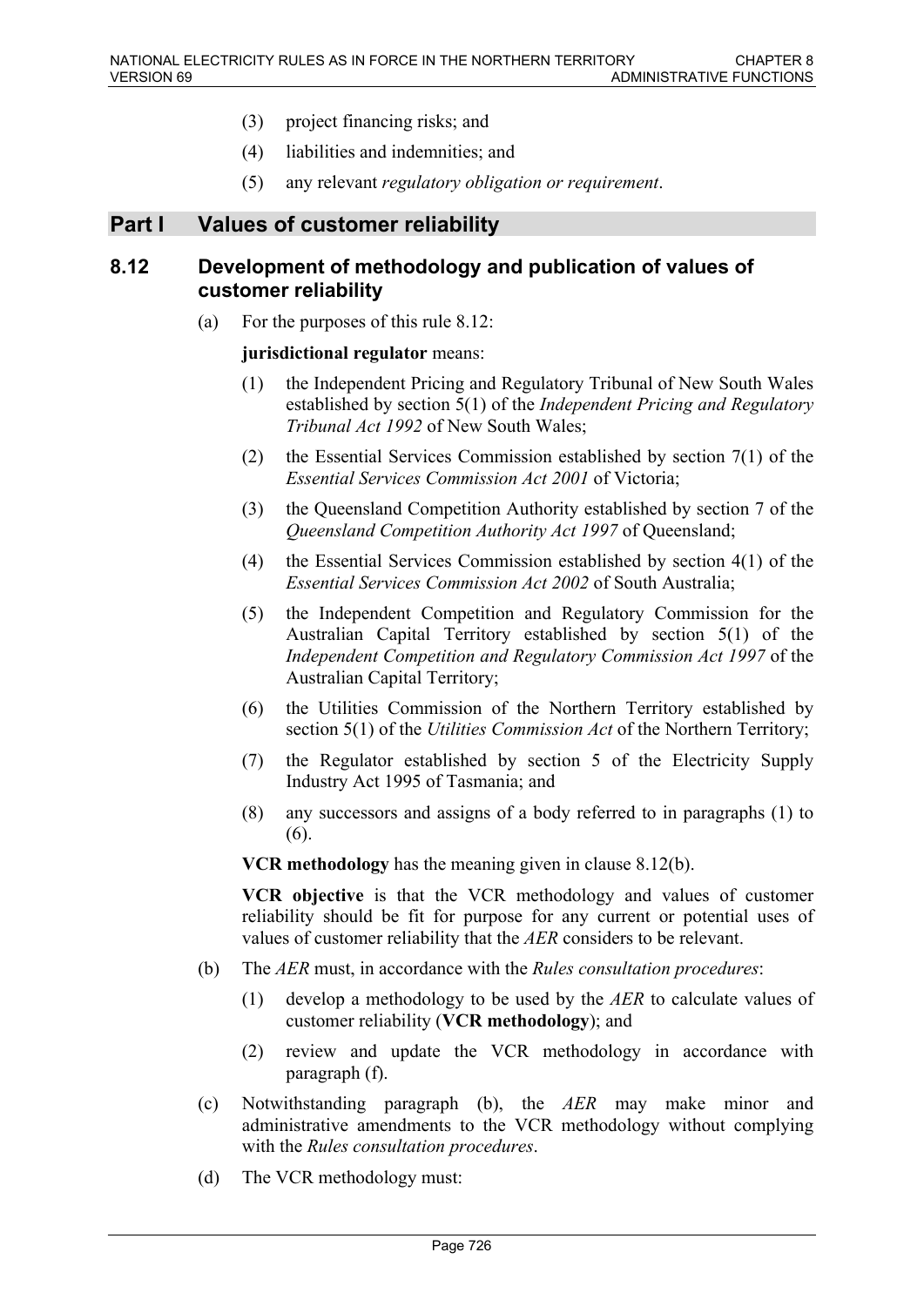(3) project financing risks; and

(4) liabilities and indemnities; and

(5) any relevant *regulatory obligation or requirement*.

## Part I Values of customer reliability

### 8.12 Development of methodology and publication of values of customer reliability

(a) For the purposes of this rule 8.12:

**jurisdictional regulator** means:

(1) the Independent Pricing and Regulatory Tribunal of New South Wales established by section 5(1) of the *Independent Pricing and Regulatory Tribunal Act 1992* of New South Wales;

(2) the Essential Services Commission established by section 7(1) of the *Essential Services Commission Act 2001* of Victoria;

(3) the Queensland Competition Authority established by section 7 of the *Queensland Competition Authority Act 1997* of Queensland;

(4) the Essential Services Commission established by section 4(1) of the *Essential Services Commission Act 2002* of South Australia;

(5) the Independent Competition and Regulatory Commission for the Australian Capital Territory established by section 5(1) of the *Independent Competition and Regulatory Commission Act 1997* of the Australian Capital Territory;

(6) the Utilities Commission of the Northern Territory established by section 5(1) of the *Utilities Commission Act* of the Northern Territory;

(7) the Regulator established by section 5 of the Electricity Supply Industry Act 1995 of Tasmania; and

(8) any successors and assigns of a body referred to in paragraphs (1) to (6).

**VCR methodology** has the meaning given in clause 8.12(b).

**VCR objective** is that the VCR methodology and values of customer reliability should be fit for purpose for any current or potential uses of values of customer reliability that the *AER* considers to be relevant.

(b) The *AER* must, in accordance with the *Rules consultation procedures*:

(1) develop a methodology to be used by the *AER* to calculate values of customer reliability (**VCR methodology**); and

(2) review and update the VCR methodology in accordance with paragraph (f).

(c) Notwithstanding paragraph (b), the *AER* may make minor and administrative amendments to the VCR methodology without complying with the *Rules consultation procedures*.

(d) The VCR methodology must: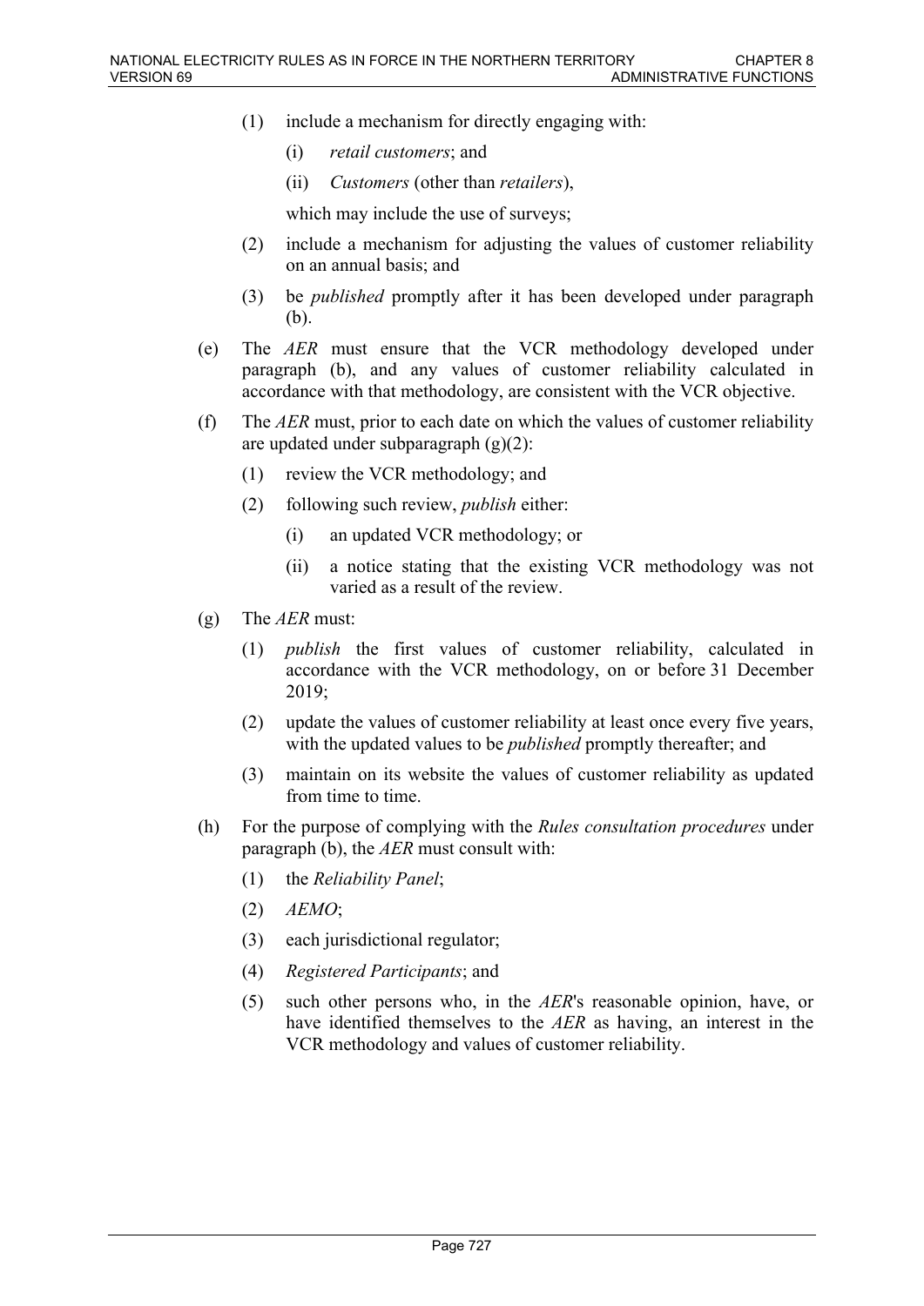(1) include a mechanism for directly engaging with:

(i) *retail customers*; and

(ii) *Customers* (other than *retailers*),

which may include the use of surveys;

(2) include a mechanism for adjusting the values of customer reliability on an annual basis; and

(3) be *published* promptly after it has been developed under paragraph (b).

(e) The *AER* must ensure that the VCR methodology developed under paragraph (b), and any values of customer reliability calculated in accordance with that methodology, are consistent with the VCR objective.

(f) The *AER* must, prior to each date on which the values of customer reliability are updated under subparagraph (g)(2):

(1) review the VCR methodology; and

(2) following such review, *publish* either:

(i) an updated VCR methodology; or

(ii) a notice stating that the existing VCR methodology was not varied as a result of the review.

(g) The *AER* must:

(1) *publish* the first values of customer reliability, calculated in accordance with the VCR methodology, on or before 31 December 2019;

(2) update the values of customer reliability at least once every five years, with the updated values to be *published* promptly thereafter; and

(3) maintain on its website the values of customer reliability as updated from time to time.

(h) For the purpose of complying with the *Rules consultation procedures* under paragraph (b), the *AER* must consult with:

(1) the *Reliability Panel*;

(2) *AEMO*;

(3) each jurisdictional regulator;

(4) *Registered Participants*; and

(5) such other persons who, in the *AER*'s reasonable opinion, have, or have identified themselves to the *AER* as having, an interest in the VCR methodology and values of customer reliability.